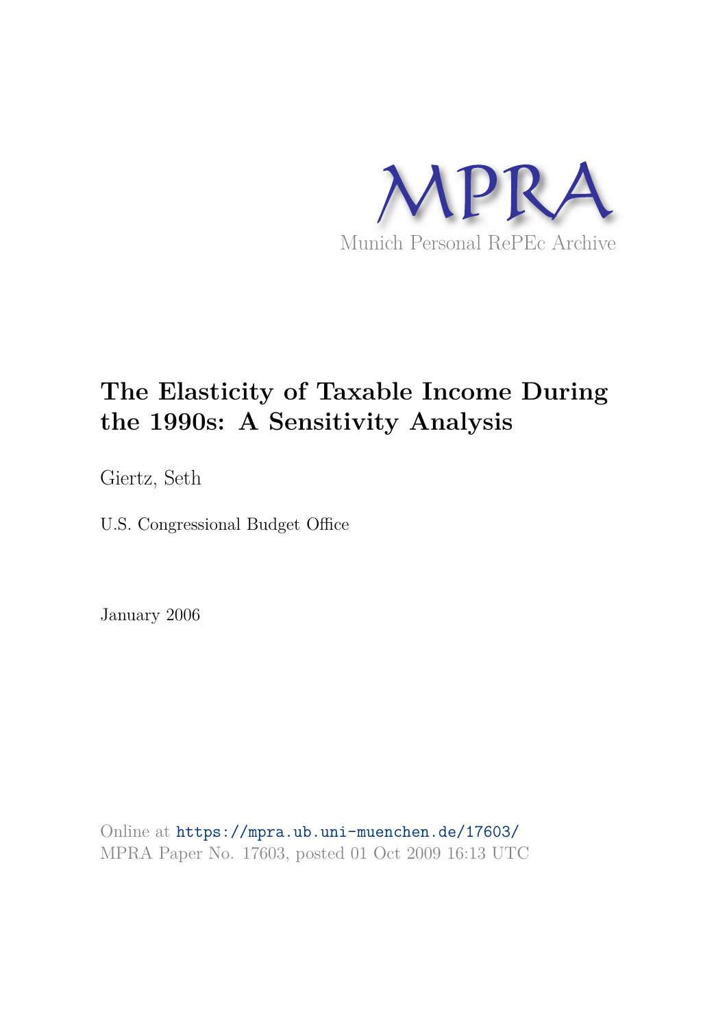MPRA

Munich Personal RePEc Archive

# The Elasticity of Taxable Income During the 1990s: A Sensitivity Analysis

Giertz, Seth

U.S. Congressional Budget Office

January 2006

Online at https://mpra.ub.uni-muenchen.de/17603/
MPRA Paper No. 17603, posted 01 Oct 2009 16:13 UTC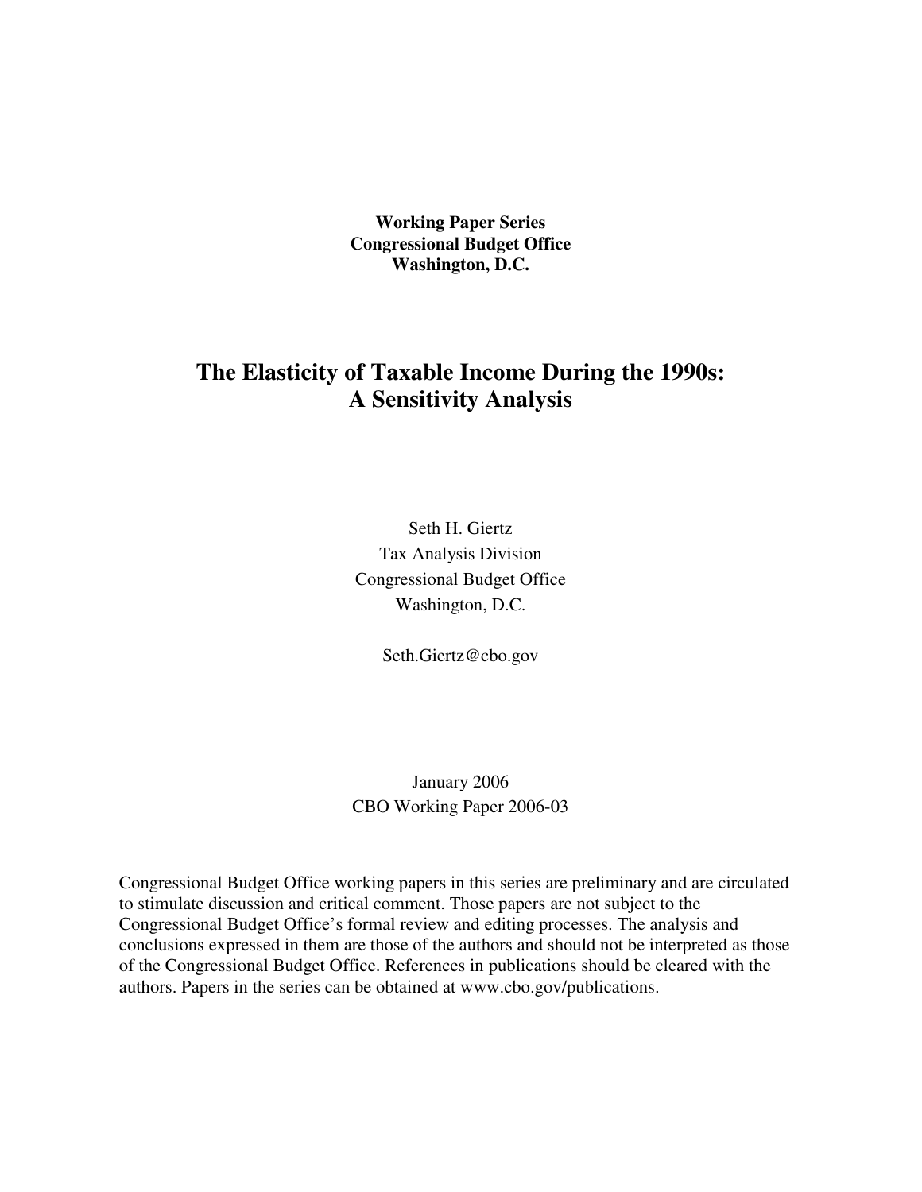**Working Paper Series**
**Congressional Budget Office**
**Washington, D.C.**

# The Elasticity of Taxable Income During the 1990s: A Sensitivity Analysis

Seth H. Giertz
Tax Analysis Division
Congressional Budget Office
Washington, D.C.

Seth.Giertz@cbo.gov

January 2006
CBO Working Paper 2006-03

Congressional Budget Office working papers in this series are preliminary and are circulated to stimulate discussion and critical comment. Those papers are not subject to the Congressional Budget Office's formal review and editing processes. The analysis and conclusions expressed in them are those of the authors and should not be interpreted as those of the Congressional Budget Office. References in publications should be cleared with the authors. Papers in the series can be obtained at www.cbo.gov/publications.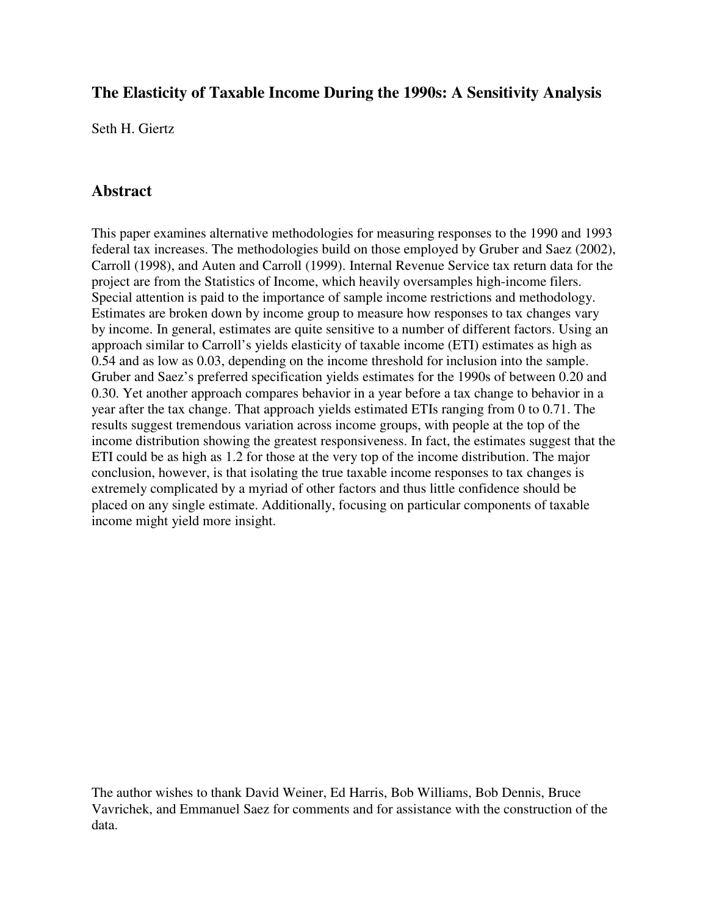### The Elasticity of Taxable Income During the 1990s: A Sensitivity Analysis

Seth H. Giertz

## Abstract

This paper examines alternative methodologies for measuring responses to the 1990 and 1993 federal tax increases. The methodologies build on those employed by Gruber and Saez (2002), Carroll (1998), and Auten and Carroll (1999). Internal Revenue Service tax return data for the project are from the Statistics of Income, which heavily oversamples high-income filers. Special attention is paid to the importance of sample income restrictions and methodology. Estimates are broken down by income group to measure how responses to tax changes vary by income. In general, estimates are quite sensitive to a number of different factors. Using an approach similar to Carroll's yields elasticity of taxable income (ETI) estimates as high as 0.54 and as low as 0.03, depending on the income threshold for inclusion into the sample. Gruber and Saez's preferred specification yields estimates for the 1990s of between 0.20 and 0.30. Yet another approach compares behavior in a year before a tax change to behavior in a year after the tax change. That approach yields estimated ETIs ranging from 0 to 0.71. The results suggest tremendous variation across income groups, with people at the top of the income distribution showing the greatest responsiveness. In fact, the estimates suggest that the ETI could be as high as 1.2 for those at the very top of the income distribution. The major conclusion, however, is that isolating the true taxable income responses to tax changes is extremely complicated by a myriad of other factors and thus little confidence should be placed on any single estimate. Additionally, focusing on particular components of taxable income might yield more insight.

The author wishes to thank David Weiner, Ed Harris, Bob Williams, Bob Dennis, Bruce Vavrichek, and Emmanuel Saez for comments and for assistance with the construction of the data.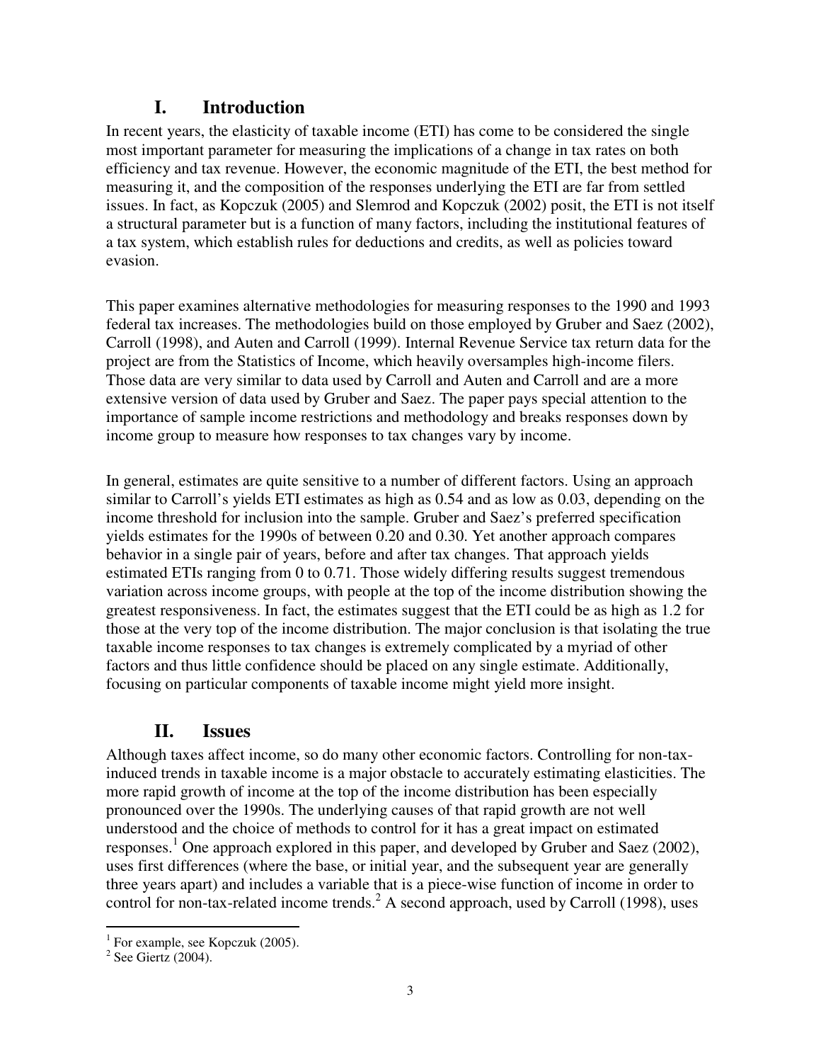## I. Introduction

In recent years, the elasticity of taxable income (ETI) has come to be considered the single most important parameter for measuring the implications of a change in tax rates on both efficiency and tax revenue. However, the economic magnitude of the ETI, the best method for measuring it, and the composition of the responses underlying the ETI are far from settled issues. In fact, as Kopczuk (2005) and Slemrod and Kopczuk (2002) posit, the ETI is not itself a structural parameter but is a function of many factors, including the institutional features of a tax system, which establish rules for deductions and credits, as well as policies toward evasion.

This paper examines alternative methodologies for measuring responses to the 1990 and 1993 federal tax increases. The methodologies build on those employed by Gruber and Saez (2002), Carroll (1998), and Auten and Carroll (1999). Internal Revenue Service tax return data for the project are from the Statistics of Income, which heavily oversamples high-income filers. Those data are very similar to data used by Carroll and Auten and Carroll and are a more extensive version of data used by Gruber and Saez. The paper pays special attention to the importance of sample income restrictions and methodology and breaks responses down by income group to measure how responses to tax changes vary by income.

In general, estimates are quite sensitive to a number of different factors. Using an approach similar to Carroll's yields ETI estimates as high as 0.54 and as low as 0.03, depending on the income threshold for inclusion into the sample. Gruber and Saez's preferred specification yields estimates for the 1990s of between 0.20 and 0.30. Yet another approach compares behavior in a single pair of years, before and after tax changes. That approach yields estimated ETIs ranging from 0 to 0.71. Those widely differing results suggest tremendous variation across income groups, with people at the top of the income distribution showing the greatest responsiveness. In fact, the estimates suggest that the ETI could be as high as 1.2 for those at the very top of the income distribution. The major conclusion is that isolating the true taxable income responses to tax changes is extremely complicated by a myriad of other factors and thus little confidence should be placed on any single estimate. Additionally, focusing on particular components of taxable income might yield more insight.

## II. Issues

Although taxes affect income, so do many other economic factors. Controlling for non-tax-induced trends in taxable income is a major obstacle to accurately estimating elasticities. The more rapid growth of income at the top of the income distribution has been especially pronounced over the 1990s. The underlying causes of that rapid growth are not well understood and the choice of methods to control for it has a great impact on estimated responses.[1] One approach explored in this paper, and developed by Gruber and Saez (2002), uses first differences (where the base, or initial year, and the subsequent year are generally three years apart) and includes a variable that is a piece-wise function of income in order to control for non-tax-related income trends.[2] A second approach, used by Carroll (1998), uses

[1] For example, see Kopczuk (2005).

[2] See Giertz (2004).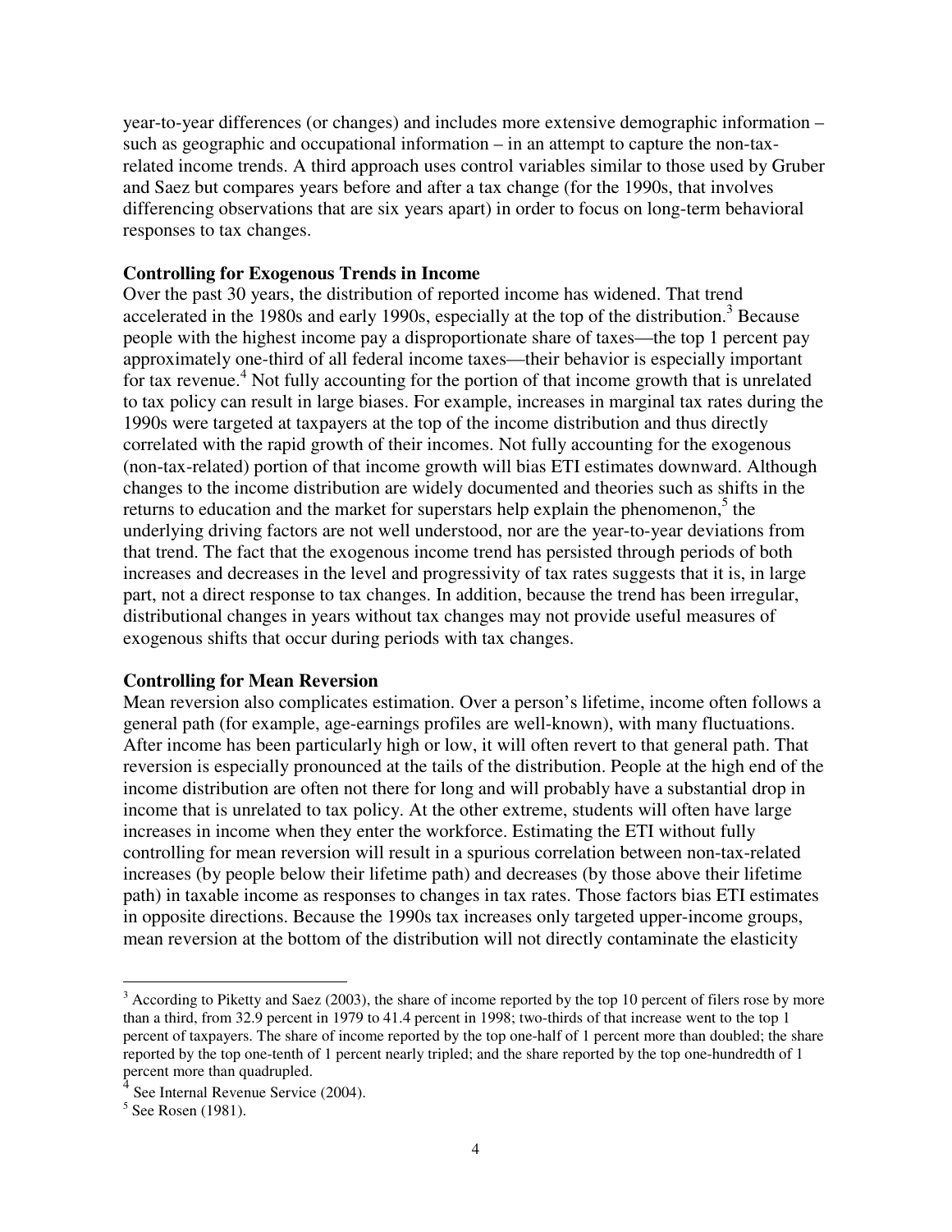year-to-year differences (or changes) and includes more extensive demographic information – such as geographic and occupational information – in an attempt to capture the non-tax-related income trends. A third approach uses control variables similar to those used by Gruber and Saez but compares years before and after a tax change (for the 1990s, that involves differencing observations that are six years apart) in order to focus on long-term behavioral responses to tax changes.

**Controlling for Exogenous Trends in Income**

Over the past 30 years, the distribution of reported income has widened. That trend accelerated in the 1980s and early 1990s, especially at the top of the distribution.[3] Because people with the highest income pay a disproportionate share of taxes—the top 1 percent pay approximately one-third of all federal income taxes—their behavior is especially important for tax revenue.[4] Not fully accounting for the portion of that income growth that is unrelated to tax policy can result in large biases. For example, increases in marginal tax rates during the 1990s were targeted at taxpayers at the top of the income distribution and thus directly correlated with the rapid growth of their incomes. Not fully accounting for the exogenous (non-tax-related) portion of that income growth will bias ETI estimates downward. Although changes to the income distribution are widely documented and theories such as shifts in the returns to education and the market for superstars help explain the phenomenon,[5] the underlying driving factors are not well understood, nor are the year-to-year deviations from that trend. The fact that the exogenous income trend has persisted through periods of both increases and decreases in the level and progressivity of tax rates suggests that it is, in large part, not a direct response to tax changes. In addition, because the trend has been irregular, distributional changes in years without tax changes may not provide useful measures of exogenous shifts that occur during periods with tax changes.

**Controlling for Mean Reversion**

Mean reversion also complicates estimation. Over a person's lifetime, income often follows a general path (for example, age-earnings profiles are well-known), with many fluctuations. After income has been particularly high or low, it will often revert to that general path. That reversion is especially pronounced at the tails of the distribution. People at the high end of the income distribution are often not there for long and will probably have a substantial drop in income that is unrelated to tax policy. At the other extreme, students will often have large increases in income when they enter the workforce. Estimating the ETI without fully controlling for mean reversion will result in a spurious correlation between non-tax-related increases (by people below their lifetime path) and decreases (by those above their lifetime path) in taxable income as responses to changes in tax rates. Those factors bias ETI estimates in opposite directions. Because the 1990s tax increases only targeted upper-income groups, mean reversion at the bottom of the distribution will not directly contaminate the elasticity

---

[3] According to Piketty and Saez (2003), the share of income reported by the top 10 percent of filers rose by more than a third, from 32.9 percent in 1979 to 41.4 percent in 1998; two-thirds of that increase went to the top 1 percent of taxpayers. The share of income reported by the top one-half of 1 percent more than doubled; the share reported by the top one-tenth of 1 percent nearly tripled; and the share reported by the top one-hundredth of 1 percent more than quadrupled.

[4] See Internal Revenue Service (2004).

[5] See Rosen (1981).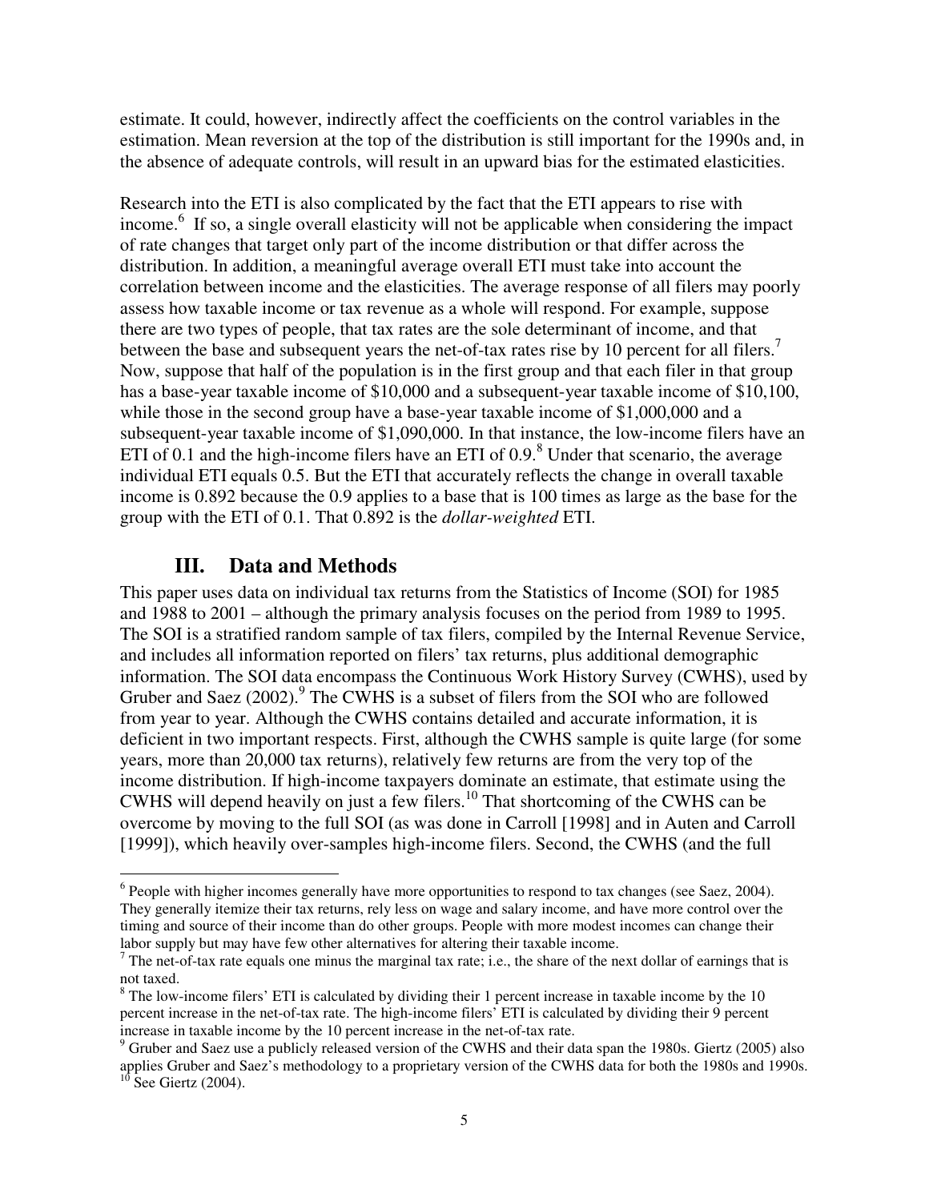estimate. It could, however, indirectly affect the coefficients on the control variables in the estimation. Mean reversion at the top of the distribution is still important for the 1990s and, in the absence of adequate controls, will result in an upward bias for the estimated elasticities.

Research into the ETI is also complicated by the fact that the ETI appears to rise with income.[6] If so, a single overall elasticity will not be applicable when considering the impact of rate changes that target only part of the income distribution or that differ across the distribution. In addition, a meaningful average overall ETI must take into account the correlation between income and the elasticities. The average response of all filers may poorly assess how taxable income or tax revenue as a whole will respond. For example, suppose there are two types of people, that tax rates are the sole determinant of income, and that between the base and subsequent years the net-of-tax rates rise by 10 percent for all filers.[7] Now, suppose that half of the population is in the first group and that each filer in that group has a base-year taxable income of $10,000 and a subsequent-year taxable income of $10,100, while those in the second group have a base-year taxable income of $1,000,000 and a subsequent-year taxable income of $1,090,000. In that instance, the low-income filers have an ETI of 0.1 and the high-income filers have an ETI of 0.9.[8] Under that scenario, the average individual ETI equals 0.5. But the ETI that accurately reflects the change in overall taxable income is 0.892 because the 0.9 applies to a base that is 100 times as large as the base for the group with the ETI of 0.1. That 0.892 is the *dollar-weighted* ETI.

## III. Data and Methods

This paper uses data on individual tax returns from the Statistics of Income (SOI) for 1985 and 1988 to 2001 – although the primary analysis focuses on the period from 1989 to 1995. The SOI is a stratified random sample of tax filers, compiled by the Internal Revenue Service, and includes all information reported on filers' tax returns, plus additional demographic information. The SOI data encompass the Continuous Work History Survey (CWHS), used by Gruber and Saez (2002).[9] The CWHS is a subset of filers from the SOI who are followed from year to year. Although the CWHS contains detailed and accurate information, it is deficient in two important respects. First, although the CWHS sample is quite large (for some years, more than 20,000 tax returns), relatively few returns are from the very top of the income distribution. If high-income taxpayers dominate an estimate, that estimate using the CWHS will depend heavily on just a few filers.[10] That shortcoming of the CWHS can be overcome by moving to the full SOI (as was done in Carroll [1998] and in Auten and Carroll [1999]), which heavily over-samples high-income filers. Second, the CWHS (and the full

---

[6] People with higher incomes generally have more opportunities to respond to tax changes (see Saez, 2004). They generally itemize their tax returns, rely less on wage and salary income, and have more control over the timing and source of their income than do other groups. People with more modest incomes can change their labor supply but may have few other alternatives for altering their taxable income.

[7] The net-of-tax rate equals one minus the marginal tax rate; i.e., the share of the next dollar of earnings that is not taxed.

[8] The low-income filers' ETI is calculated by dividing their 1 percent increase in taxable income by the 10 percent increase in the net-of-tax rate. The high-income filers' ETI is calculated by dividing their 9 percent increase in taxable income by the 10 percent increase in the net-of-tax rate.

[9] Gruber and Saez use a publicly released version of the CWHS and their data span the 1980s. Giertz (2005) also applies Gruber and Saez's methodology to a proprietary version of the CWHS data for both the 1980s and 1990s.

[10] See Giertz (2004).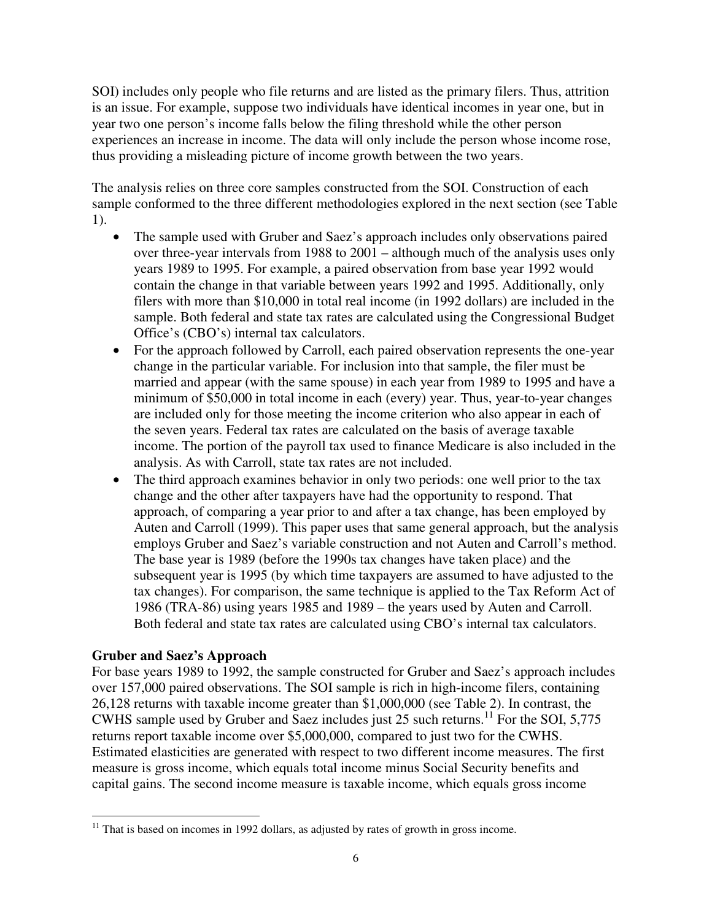SOI) includes only people who file returns and are listed as the primary filers. Thus, attrition is an issue. For example, suppose two individuals have identical incomes in year one, but in year two one person's income falls below the filing threshold while the other person experiences an increase in income. The data will only include the person whose income rose, thus providing a misleading picture of income growth between the two years.

The analysis relies on three core samples constructed from the SOI. Construction of each sample conformed to the three different methodologies explored in the next section (see Table 1).

- The sample used with Gruber and Saez's approach includes only observations paired over three-year intervals from 1988 to 2001 – although much of the analysis uses only years 1989 to 1995. For example, a paired observation from base year 1992 would contain the change in that variable between years 1992 and 1995. Additionally, only filers with more than $10,000 in total real income (in 1992 dollars) are included in the sample. Both federal and state tax rates are calculated using the Congressional Budget Office's (CBO's) internal tax calculators.
- For the approach followed by Carroll, each paired observation represents the one-year change in the particular variable. For inclusion into that sample, the filer must be married and appear (with the same spouse) in each year from 1989 to 1995 and have a minimum of $50,000 in total income in each (every) year. Thus, year-to-year changes are included only for those meeting the income criterion who also appear in each of the seven years. Federal tax rates are calculated on the basis of average taxable income. The portion of the payroll tax used to finance Medicare is also included in the analysis. As with Carroll, state tax rates are not included.
- The third approach examines behavior in only two periods: one well prior to the tax change and the other after taxpayers have had the opportunity to respond. That approach, of comparing a year prior to and after a tax change, has been employed by Auten and Carroll (1999). This paper uses that same general approach, but the analysis employs Gruber and Saez's variable construction and not Auten and Carroll's method. The base year is 1989 (before the 1990s tax changes have taken place) and the subsequent year is 1995 (by which time taxpayers are assumed to have adjusted to the tax changes). For comparison, the same technique is applied to the Tax Reform Act of 1986 (TRA-86) using years 1985 and 1989 – the years used by Auten and Carroll. Both federal and state tax rates are calculated using CBO's internal tax calculators.

**Gruber and Saez's Approach**

For base years 1989 to 1992, the sample constructed for Gruber and Saez's approach includes over 157,000 paired observations. The SOI sample is rich in high-income filers, containing 26,128 returns with taxable income greater than $1,000,000 (see Table 2). In contrast, the CWHS sample used by Gruber and Saez includes just 25 such returns.[11] For the SOI, 5,775 returns report taxable income over $5,000,000, compared to just two for the CWHS. Estimated elasticities are generated with respect to two different income measures. The first measure is gross income, which equals total income minus Social Security benefits and capital gains. The second income measure is taxable income, which equals gross income

[11] That is based on incomes in 1992 dollars, as adjusted by rates of growth in gross income.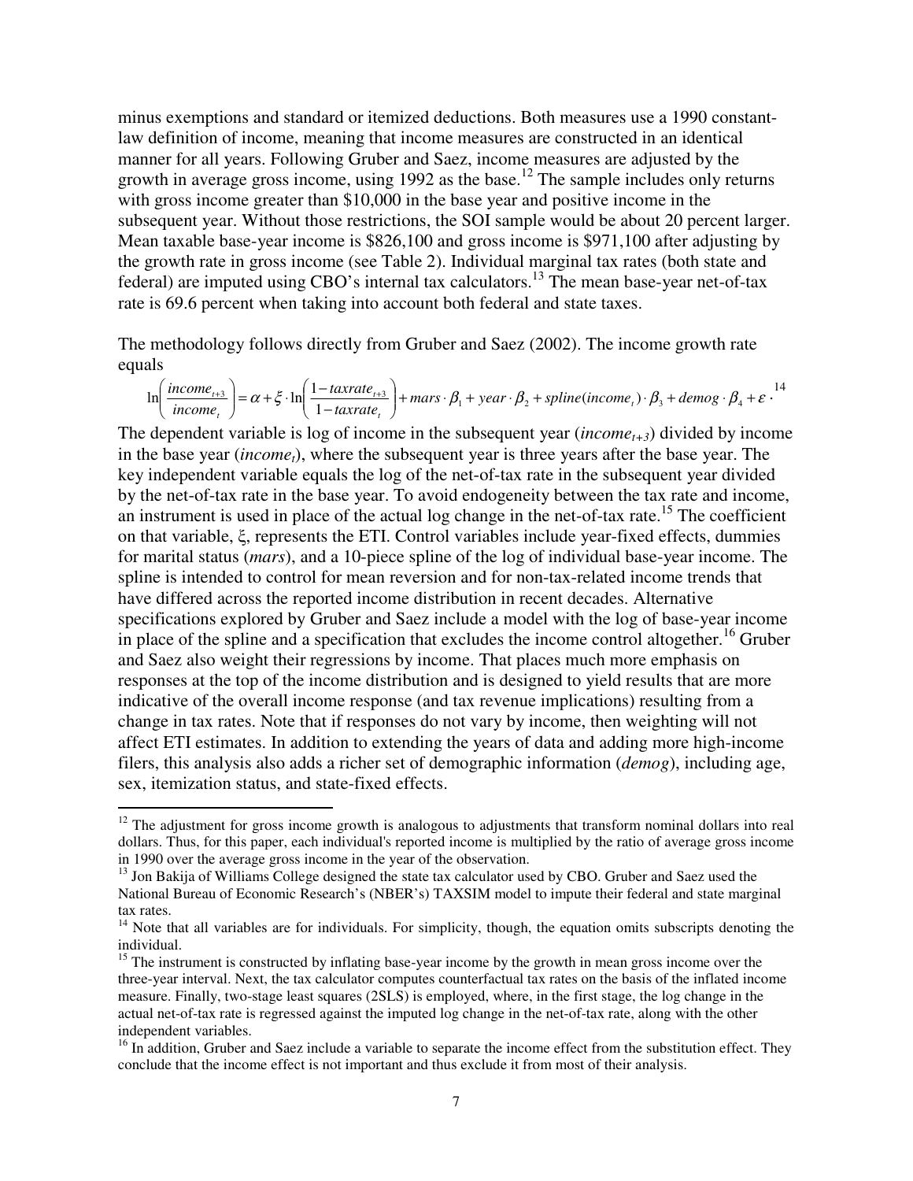minus exemptions and standard or itemized deductions. Both measures use a 1990 constant-law definition of income, meaning that income measures are constructed in an identical manner for all years. Following Gruber and Saez, income measures are adjusted by the growth in average gross income, using 1992 as the base.[12] The sample includes only returns with gross income greater than $10,000 in the base year and positive income in the subsequent year. Without those restrictions, the SOI sample would be about 20 percent larger. Mean taxable base-year income is $826,100 and gross income is $971,100 after adjusting by the growth rate in gross income (see Table 2). Individual marginal tax rates (both state and federal) are imputed using CBO's internal tax calculators.[13] The mean base-year net-of-tax rate is 69.6 percent when taking into account both federal and state taxes.

The methodology follows directly from Gruber and Saez (2002). The income growth rate equals

$$\ln\left(\frac{income_{t+3}}{income_t}\right) = \alpha + \xi \cdot \ln\left(\frac{1-taxrate_{t+3}}{1-taxrate_t}\right) + mars \cdot \beta_1 + year \cdot \beta_2 + spline(income_t) \cdot \beta_3 + demog \cdot \beta_4 + \varepsilon \cdot$$ [14]

The dependent variable is log of income in the subsequent year (*income*$_{t+3}$) divided by income in the base year (*income*$_t$), where the subsequent year is three years after the base year. The key independent variable equals the log of the net-of-tax rate in the subsequent year divided by the net-of-tax rate in the base year. To avoid endogeneity between the tax rate and income, an instrument is used in place of the actual log change in the net-of-tax rate.[15] The coefficient on that variable, $\xi$, represents the ETI. Control variables include year-fixed effects, dummies for marital status (*mars*), and a 10-piece spline of the log of individual base-year income. The spline is intended to control for mean reversion and for non-tax-related income trends that have differed across the reported income distribution in recent decades. Alternative specifications explored by Gruber and Saez include a model with the log of base-year income in place of the spline and a specification that excludes the income control altogether.[16] Gruber and Saez also weight their regressions by income. That places much more emphasis on responses at the top of the income distribution and is designed to yield results that are more indicative of the overall income response (and tax revenue implications) resulting from a change in tax rates. Note that if responses do not vary by income, then weighting will not affect ETI estimates. In addition to extending the years of data and adding more high-income filers, this analysis also adds a richer set of demographic information (*demog*), including age, sex, itemization status, and state-fixed effects.

---

[12] The adjustment for gross income growth is analogous to adjustments that transform nominal dollars into real dollars. Thus, for this paper, each individual's reported income is multiplied by the ratio of average gross income in 1990 over the average gross income in the year of the observation.

[13] Jon Bakija of Williams College designed the state tax calculator used by CBO. Gruber and Saez used the National Bureau of Economic Research's (NBER's) TAXSIM model to impute their federal and state marginal tax rates.

[14] Note that all variables are for individuals. For simplicity, though, the equation omits subscripts denoting the individual.

[15] The instrument is constructed by inflating base-year income by the growth in mean gross income over the three-year interval. Next, the tax calculator computes counterfactual tax rates on the basis of the inflated income measure. Finally, two-stage least squares (2SLS) is employed, where, in the first stage, the log change in the actual net-of-tax rate is regressed against the imputed log change in the net-of-tax rate, along with the other independent variables.

[16] In addition, Gruber and Saez include a variable to separate the income effect from the substitution effect. They conclude that the income effect is not important and thus exclude it from most of their analysis.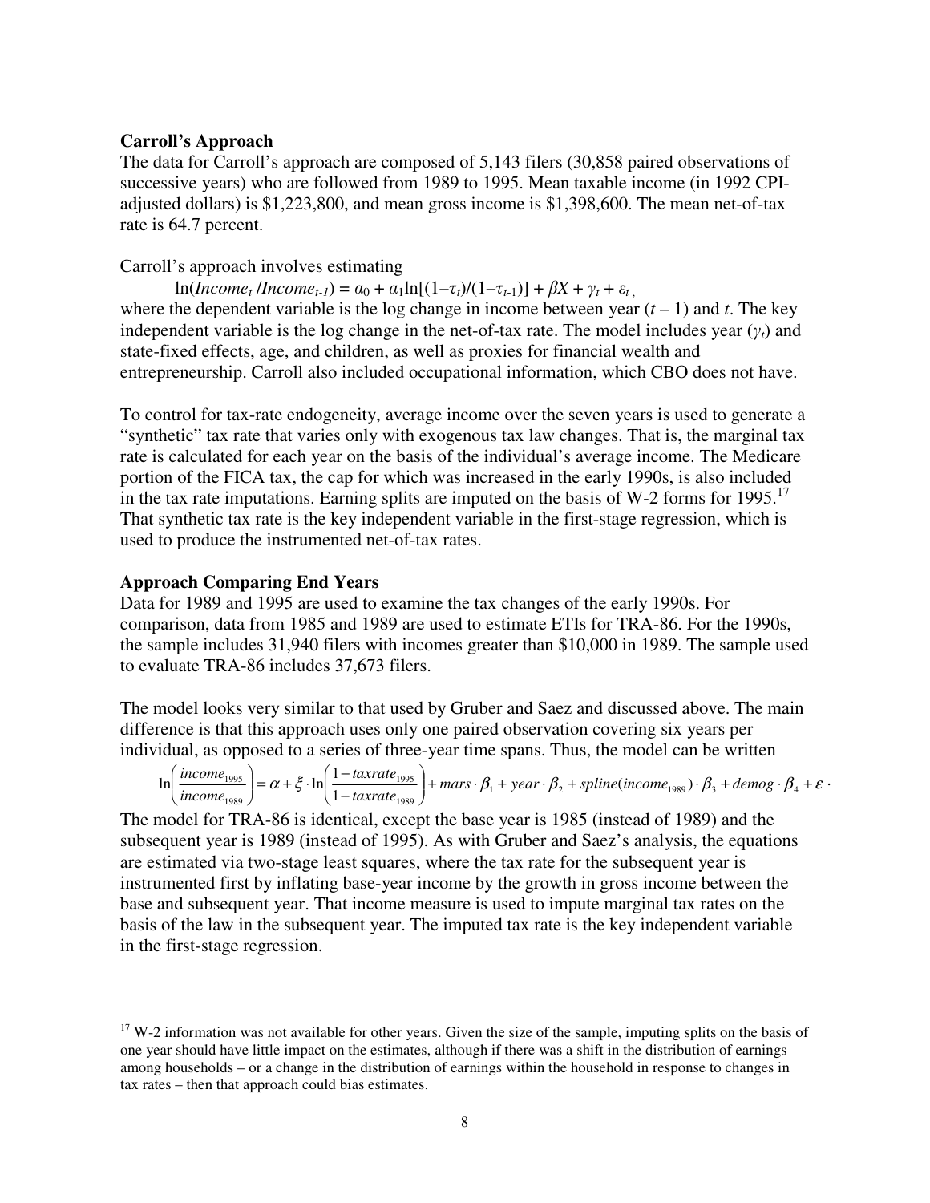**Carroll's Approach**

The data for Carroll's approach are composed of 5,143 filers (30,858 paired observations of successive years) who are followed from 1989 to 1995. Mean taxable income (in 1992 CPI-adjusted dollars) is $1,223,800, and mean gross income is $1,398,600. The mean net-of-tax rate is 64.7 percent.

Carroll's approach involves estimating

$$\ln(Income_t / Income_{t-1}) = \alpha_0 + \alpha_1 \ln[(1-\tau_t)/(1-\tau_{t-1})] + \beta X + \gamma_t + \varepsilon_t \,,$$

where the dependent variable is the log change in income between year $(t-1)$ and $t$. The key independent variable is the log change in the net-of-tax rate. The model includes year ($\gamma_t$) and state-fixed effects, age, and children, as well as proxies for financial wealth and entrepreneurship. Carroll also included occupational information, which CBO does not have.

To control for tax-rate endogeneity, average income over the seven years is used to generate a "synthetic" tax rate that varies only with exogenous tax law changes. That is, the marginal tax rate is calculated for each year on the basis of the individual's average income. The Medicare portion of the FICA tax, the cap for which was increased in the early 1990s, is also included in the tax rate imputations. Earning splits are imputed on the basis of W-2 forms for 1995.[17] That synthetic tax rate is the key independent variable in the first-stage regression, which is used to produce the instrumented net-of-tax rates.

**Approach Comparing End Years**

Data for 1989 and 1995 are used to examine the tax changes of the early 1990s. For comparison, data from 1985 and 1989 are used to estimate ETIs for TRA-86. For the 1990s, the sample includes 31,940 filers with incomes greater than $10,000 in 1989. The sample used to evaluate TRA-86 includes 37,673 filers.

The model looks very similar to that used by Gruber and Saez and discussed above. The main difference is that this approach uses only one paired observation covering six years per individual, as opposed to a series of three-year time spans. Thus, the model can be written

$$\ln\left(\frac{income_{1995}}{income_{1989}}\right) = \alpha + \xi \cdot \ln\left(\frac{1-taxrate_{1995}}{1-taxrate_{1989}}\right) + mars \cdot \beta_1 + year \cdot \beta_2 + spline(income_{1989}) \cdot \beta_3 + demog \cdot \beta_4 + \varepsilon \cdot$$

The model for TRA-86 is identical, except the base year is 1985 (instead of 1989) and the subsequent year is 1989 (instead of 1995). As with Gruber and Saez's analysis, the equations are estimated via two-stage least squares, where the tax rate for the subsequent year is instrumented first by inflating base-year income by the growth in gross income between the base and subsequent year. That income measure is used to impute marginal tax rates on the basis of the law in the subsequent year. The imputed tax rate is the key independent variable in the first-stage regression.

---

[17] W-2 information was not available for other years. Given the size of the sample, imputing splits on the basis of one year should have little impact on the estimates, although if there was a shift in the distribution of earnings among households – or a change in the distribution of earnings within the household in response to changes in tax rates – then that approach could bias estimates.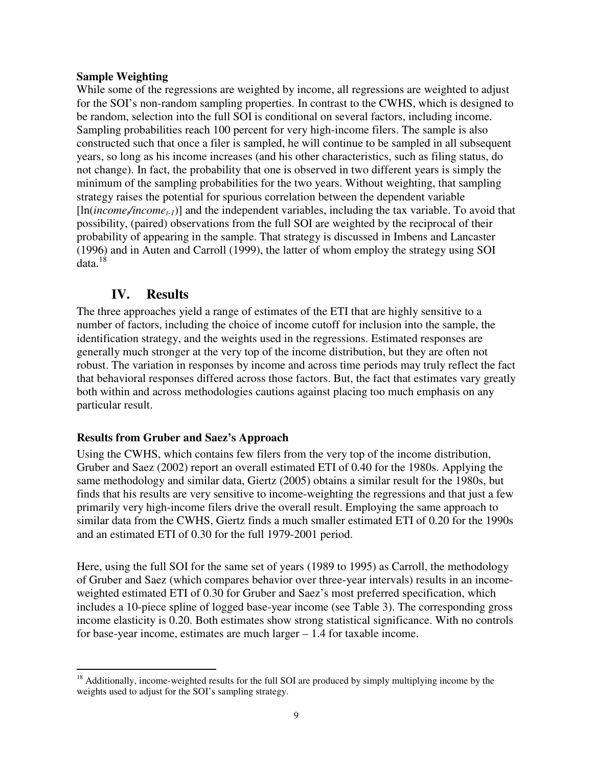**Sample Weighting**

While some of the regressions are weighted by income, all regressions are weighted to adjust for the SOI's non-random sampling properties. In contrast to the CWHS, which is designed to be random, selection into the full SOI is conditional on several factors, including income. Sampling probabilities reach 100 percent for very high-income filers. The sample is also constructed such that once a filer is sampled, he will continue to be sampled in all subsequent years, so long as his income increases (and his other characteristics, such as filing status, do not change). In fact, the probability that one is observed in two different years is simply the minimum of the sampling probabilities for the two years. Without weighting, that sampling strategy raises the potential for spurious correlation between the dependent variable [$\ln(income_t/income_{t-1})$] and the independent variables, including the tax variable. To avoid that possibility, (paired) observations from the full SOI are weighted by the reciprocal of their probability of appearing in the sample. That strategy is discussed in Imbens and Lancaster (1996) and in Auten and Carroll (1999), the latter of whom employ the strategy using SOI data.[18]

## IV. Results

The three approaches yield a range of estimates of the ETI that are highly sensitive to a number of factors, including the choice of income cutoff for inclusion into the sample, the identification strategy, and the weights used in the regressions. Estimated responses are generally much stronger at the very top of the income distribution, but they are often not robust. The variation in responses by income and across time periods may truly reflect the fact that behavioral responses differed across those factors. But, the fact that estimates vary greatly both within and across methodologies cautions against placing too much emphasis on any particular result.

**Results from Gruber and Saez's Approach**

Using the CWHS, which contains few filers from the very top of the income distribution, Gruber and Saez (2002) report an overall estimated ETI of 0.40 for the 1980s. Applying the same methodology and similar data, Giertz (2005) obtains a similar result for the 1980s, but finds that his results are very sensitive to income-weighting the regressions and that just a few primarily very high-income filers drive the overall result. Employing the same approach to similar data from the CWHS, Giertz finds a much smaller estimated ETI of 0.20 for the 1990s and an estimated ETI of 0.30 for the full 1979-2001 period.

Here, using the full SOI for the same set of years (1989 to 1995) as Carroll, the methodology of Gruber and Saez (which compares behavior over three-year intervals) results in an income-weighted estimated ETI of 0.30 for Gruber and Saez's most preferred specification, which includes a 10-piece spline of logged base-year income (see Table 3). The corresponding gross income elasticity is 0.20. Both estimates show strong statistical significance. With no controls for base-year income, estimates are much larger – 1.4 for taxable income.

[18] Additionally, income-weighted results for the full SOI are produced by simply multiplying income by the weights used to adjust for the SOI's sampling strategy.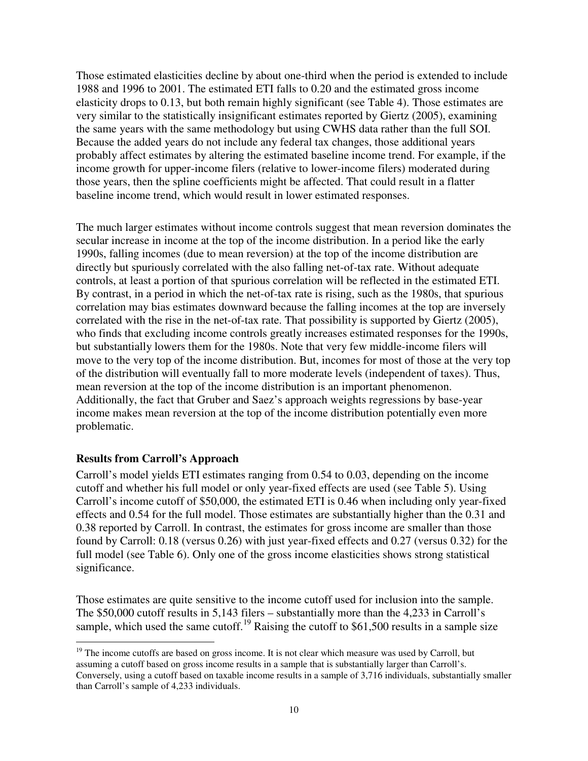Those estimated elasticities decline by about one-third when the period is extended to include 1988 and 1996 to 2001. The estimated ETI falls to 0.20 and the estimated gross income elasticity drops to 0.13, but both remain highly significant (see Table 4). Those estimates are very similar to the statistically insignificant estimates reported by Giertz (2005), examining the same years with the same methodology but using CWHS data rather than the full SOI. Because the added years do not include any federal tax changes, those additional years probably affect estimates by altering the estimated baseline income trend. For example, if the income growth for upper-income filers (relative to lower-income filers) moderated during those years, then the spline coefficients might be affected. That could result in a flatter baseline income trend, which would result in lower estimated responses.

The much larger estimates without income controls suggest that mean reversion dominates the secular increase in income at the top of the income distribution. In a period like the early 1990s, falling incomes (due to mean reversion) at the top of the income distribution are directly but spuriously correlated with the also falling net-of-tax rate. Without adequate controls, at least a portion of that spurious correlation will be reflected in the estimated ETI. By contrast, in a period in which the net-of-tax rate is rising, such as the 1980s, that spurious correlation may bias estimates downward because the falling incomes at the top are inversely correlated with the rise in the net-of-tax rate. That possibility is supported by Giertz (2005), who finds that excluding income controls greatly increases estimated responses for the 1990s, but substantially lowers them for the 1980s. Note that very few middle-income filers will move to the very top of the income distribution. But, incomes for most of those at the very top of the distribution will eventually fall to more moderate levels (independent of taxes). Thus, mean reversion at the top of the income distribution is an important phenomenon. Additionally, the fact that Gruber and Saez's approach weights regressions by base-year income makes mean reversion at the top of the income distribution potentially even more problematic.

**Results from Carroll's Approach**

Carroll's model yields ETI estimates ranging from 0.54 to 0.03, depending on the income cutoff and whether his full model or only year-fixed effects are used (see Table 5). Using Carroll's income cutoff of $50,000, the estimated ETI is 0.46 when including only year-fixed effects and 0.54 for the full model. Those estimates are substantially higher than the 0.31 and 0.38 reported by Carroll. In contrast, the estimates for gross income are smaller than those found by Carroll: 0.18 (versus 0.26) with just year-fixed effects and 0.27 (versus 0.32) for the full model (see Table 6). Only one of the gross income elasticities shows strong statistical significance.

Those estimates are quite sensitive to the income cutoff used for inclusion into the sample. The $50,000 cutoff results in 5,143 filers – substantially more than the 4,233 in Carroll's sample, which used the same cutoff.[19] Raising the cutoff to $61,500 results in a sample size

[19] The income cutoffs are based on gross income. It is not clear which measure was used by Carroll, but assuming a cutoff based on gross income results in a sample that is substantially larger than Carroll's. Conversely, using a cutoff based on taxable income results in a sample of 3,716 individuals, substantially smaller than Carroll's sample of 4,233 individuals.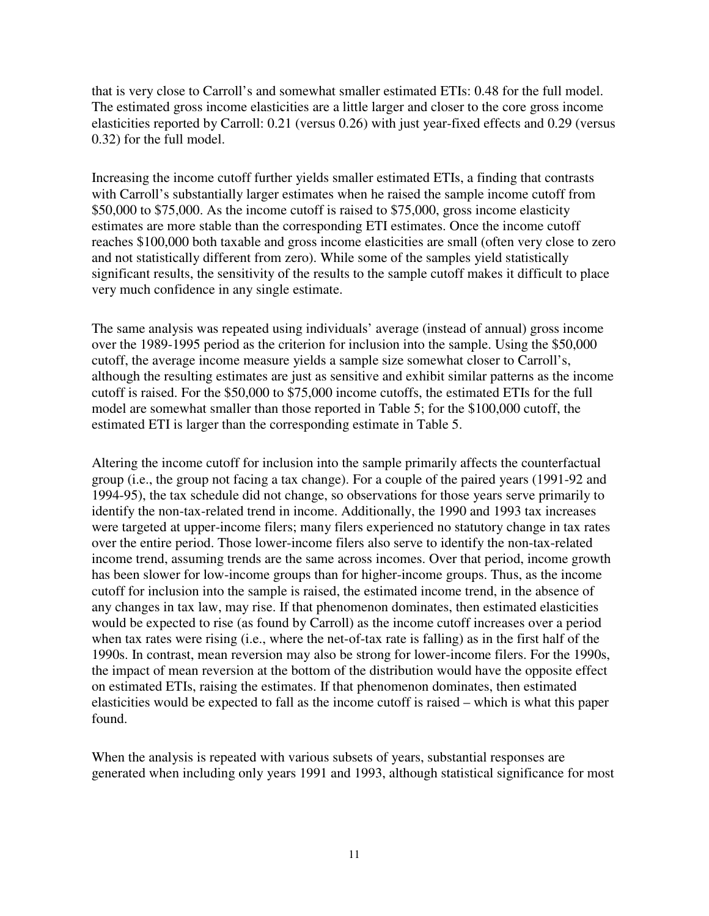that is very close to Carroll's and somewhat smaller estimated ETIs: 0.48 for the full model. The estimated gross income elasticities are a little larger and closer to the core gross income elasticities reported by Carroll: 0.21 (versus 0.26) with just year-fixed effects and 0.29 (versus 0.32) for the full model.

Increasing the income cutoff further yields smaller estimated ETIs, a finding that contrasts with Carroll's substantially larger estimates when he raised the sample income cutoff from \$50,000 to \$75,000. As the income cutoff is raised to \$75,000, gross income elasticity estimates are more stable than the corresponding ETI estimates. Once the income cutoff reaches \$100,000 both taxable and gross income elasticities are small (often very close to zero and not statistically different from zero). While some of the samples yield statistically significant results, the sensitivity of the results to the sample cutoff makes it difficult to place very much confidence in any single estimate.

The same analysis was repeated using individuals' average (instead of annual) gross income over the 1989-1995 period as the criterion for inclusion into the sample. Using the \$50,000 cutoff, the average income measure yields a sample size somewhat closer to Carroll's, although the resulting estimates are just as sensitive and exhibit similar patterns as the income cutoff is raised. For the \$50,000 to \$75,000 income cutoffs, the estimated ETIs for the full model are somewhat smaller than those reported in Table 5; for the \$100,000 cutoff, the estimated ETI is larger than the corresponding estimate in Table 5.

Altering the income cutoff for inclusion into the sample primarily affects the counterfactual group (i.e., the group not facing a tax change). For a couple of the paired years (1991-92 and 1994-95), the tax schedule did not change, so observations for those years serve primarily to identify the non-tax-related trend in income. Additionally, the 1990 and 1993 tax increases were targeted at upper-income filers; many filers experienced no statutory change in tax rates over the entire period. Those lower-income filers also serve to identify the non-tax-related income trend, assuming trends are the same across incomes. Over that period, income growth has been slower for low-income groups than for higher-income groups. Thus, as the income cutoff for inclusion into the sample is raised, the estimated income trend, in the absence of any changes in tax law, may rise. If that phenomenon dominates, then estimated elasticities would be expected to rise (as found by Carroll) as the income cutoff increases over a period when tax rates were rising (i.e., where the net-of-tax rate is falling) as in the first half of the 1990s. In contrast, mean reversion may also be strong for lower-income filers. For the 1990s, the impact of mean reversion at the bottom of the distribution would have the opposite effect on estimated ETIs, raising the estimates. If that phenomenon dominates, then estimated elasticities would be expected to fall as the income cutoff is raised – which is what this paper found.

When the analysis is repeated with various subsets of years, substantial responses are generated when including only years 1991 and 1993, although statistical significance for most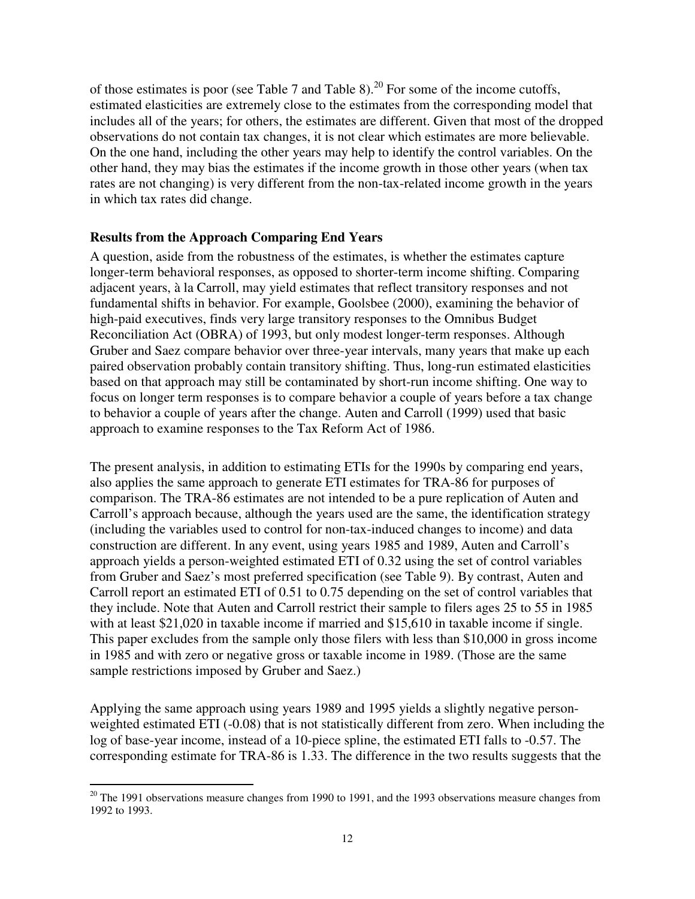of those estimates is poor (see Table 7 and Table 8).[20] For some of the income cutoffs, estimated elasticities are extremely close to the estimates from the corresponding model that includes all of the years; for others, the estimates are different. Given that most of the dropped observations do not contain tax changes, it is not clear which estimates are more believable. On the one hand, including the other years may help to identify the control variables. On the other hand, they may bias the estimates if the income growth in those other years (when tax rates are not changing) is very different from the non-tax-related income growth in the years in which tax rates did change.

**Results from the Approach Comparing End Years**

A question, aside from the robustness of the estimates, is whether the estimates capture longer-term behavioral responses, as opposed to shorter-term income shifting. Comparing adjacent years, à la Carroll, may yield estimates that reflect transitory responses and not fundamental shifts in behavior. For example, Goolsbee (2000), examining the behavior of high-paid executives, finds very large transitory responses to the Omnibus Budget Reconciliation Act (OBRA) of 1993, but only modest longer-term responses. Although Gruber and Saez compare behavior over three-year intervals, many years that make up each paired observation probably contain transitory shifting. Thus, long-run estimated elasticities based on that approach may still be contaminated by short-run income shifting. One way to focus on longer term responses is to compare behavior a couple of years before a tax change to behavior a couple of years after the change. Auten and Carroll (1999) used that basic approach to examine responses to the Tax Reform Act of 1986.

The present analysis, in addition to estimating ETIs for the 1990s by comparing end years, also applies the same approach to generate ETI estimates for TRA-86 for purposes of comparison. The TRA-86 estimates are not intended to be a pure replication of Auten and Carroll's approach because, although the years used are the same, the identification strategy (including the variables used to control for non-tax-induced changes to income) and data construction are different. In any event, using years 1985 and 1989, Auten and Carroll's approach yields a person-weighted estimated ETI of 0.32 using the set of control variables from Gruber and Saez's most preferred specification (see Table 9). By contrast, Auten and Carroll report an estimated ETI of 0.51 to 0.75 depending on the set of control variables that they include. Note that Auten and Carroll restrict their sample to filers ages 25 to 55 in 1985 with at least $21,020 in taxable income if married and $15,610 in taxable income if single. This paper excludes from the sample only those filers with less than $10,000 in gross income in 1985 and with zero or negative gross or taxable income in 1989. (Those are the same sample restrictions imposed by Gruber and Saez.)

Applying the same approach using years 1989 and 1995 yields a slightly negative person-weighted estimated ETI (-0.08) that is not statistically different from zero. When including the log of base-year income, instead of a 10-piece spline, the estimated ETI falls to -0.57. The corresponding estimate for TRA-86 is 1.33. The difference in the two results suggests that the

[20] The 1991 observations measure changes from 1990 to 1991, and the 1993 observations measure changes from 1992 to 1993.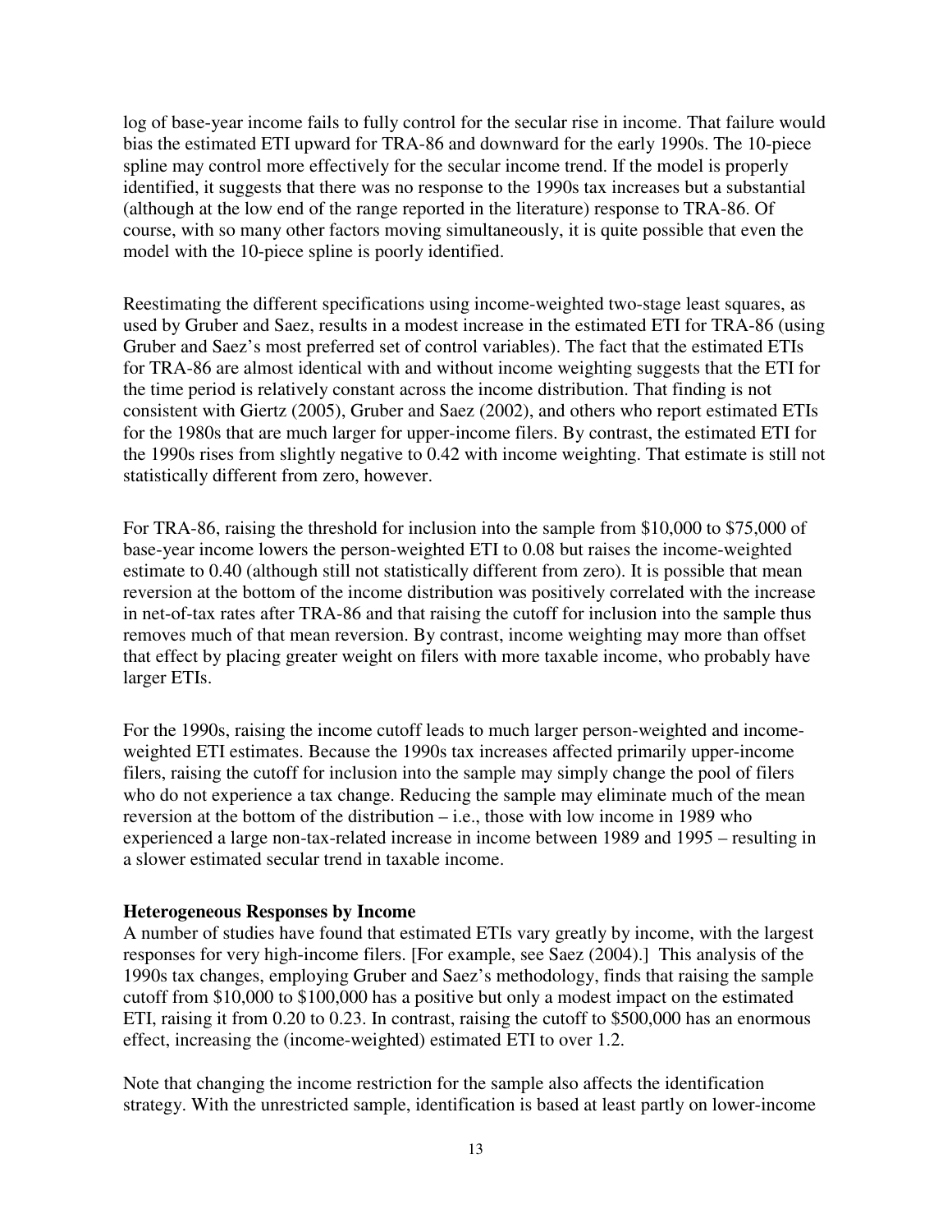log of base-year income fails to fully control for the secular rise in income. That failure would bias the estimated ETI upward for TRA-86 and downward for the early 1990s. The 10-piece spline may control more effectively for the secular income trend. If the model is properly identified, it suggests that there was no response to the 1990s tax increases but a substantial (although at the low end of the range reported in the literature) response to TRA-86. Of course, with so many other factors moving simultaneously, it is quite possible that even the model with the 10-piece spline is poorly identified.

Reestimating the different specifications using income-weighted two-stage least squares, as used by Gruber and Saez, results in a modest increase in the estimated ETI for TRA-86 (using Gruber and Saez's most preferred set of control variables). The fact that the estimated ETIs for TRA-86 are almost identical with and without income weighting suggests that the ETI for the time period is relatively constant across the income distribution. That finding is not consistent with Giertz (2005), Gruber and Saez (2002), and others who report estimated ETIs for the 1980s that are much larger for upper-income filers. By contrast, the estimated ETI for the 1990s rises from slightly negative to 0.42 with income weighting. That estimate is still not statistically different from zero, however.

For TRA-86, raising the threshold for inclusion into the sample from \$10,000 to \$75,000 of base-year income lowers the person-weighted ETI to 0.08 but raises the income-weighted estimate to 0.40 (although still not statistically different from zero). It is possible that mean reversion at the bottom of the income distribution was positively correlated with the increase in net-of-tax rates after TRA-86 and that raising the cutoff for inclusion into the sample thus removes much of that mean reversion. By contrast, income weighting may more than offset that effect by placing greater weight on filers with more taxable income, who probably have larger ETIs.

For the 1990s, raising the income cutoff leads to much larger person-weighted and income-weighted ETI estimates. Because the 1990s tax increases affected primarily upper-income filers, raising the cutoff for inclusion into the sample may simply change the pool of filers who do not experience a tax change. Reducing the sample may eliminate much of the mean reversion at the bottom of the distribution – i.e., those with low income in 1989 who experienced a large non-tax-related increase in income between 1989 and 1995 – resulting in a slower estimated secular trend in taxable income.

**Heterogeneous Responses by Income**

A number of studies have found that estimated ETIs vary greatly by income, with the largest responses for very high-income filers. [For example, see Saez (2004).] This analysis of the 1990s tax changes, employing Gruber and Saez's methodology, finds that raising the sample cutoff from \$10,000 to \$100,000 has a positive but only a modest impact on the estimated ETI, raising it from 0.20 to 0.23. In contrast, raising the cutoff to \$500,000 has an enormous effect, increasing the (income-weighted) estimated ETI to over 1.2.

Note that changing the income restriction for the sample also affects the identification strategy. With the unrestricted sample, identification is based at least partly on lower-income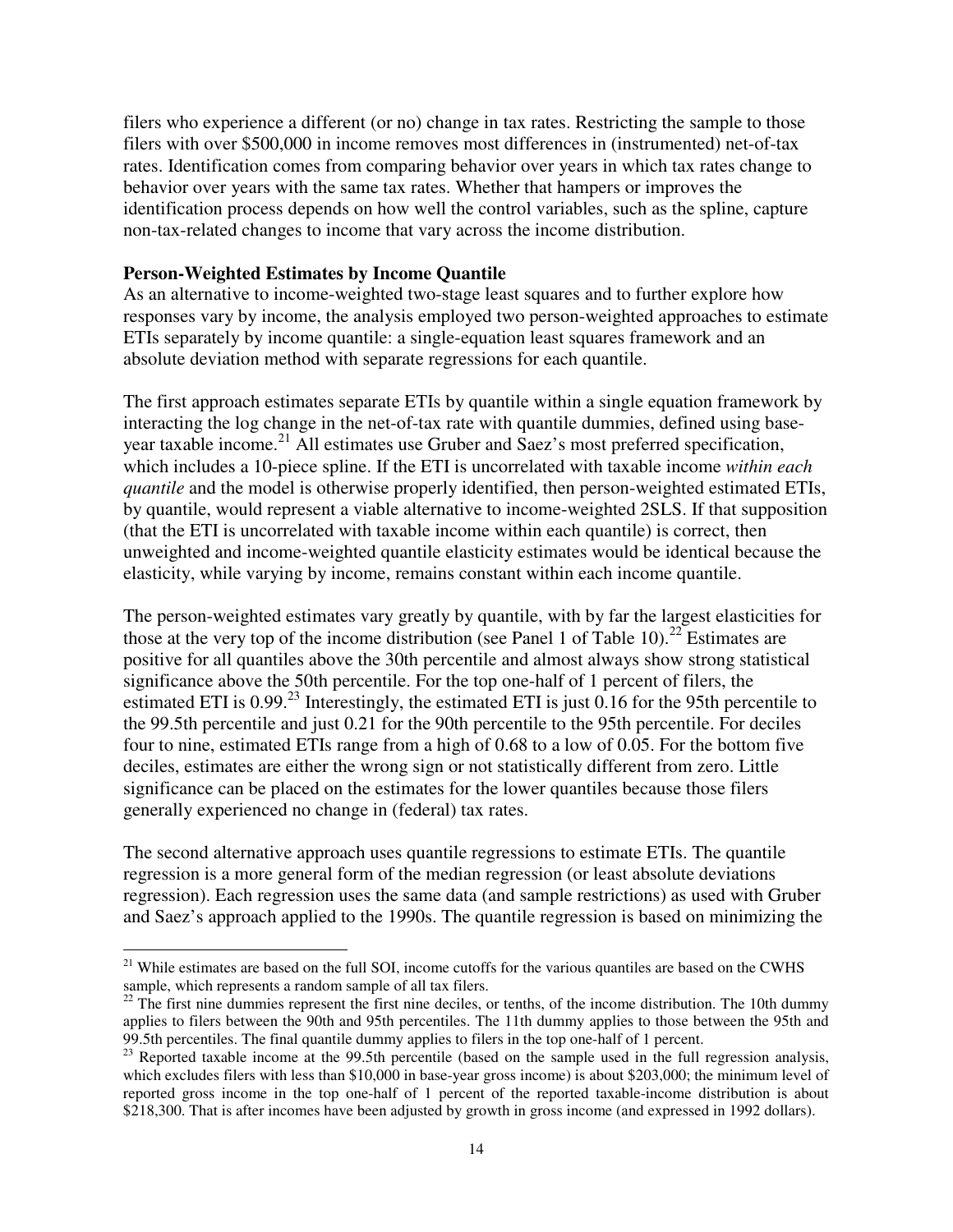filers who experience a different (or no) change in tax rates. Restricting the sample to those filers with over $500,000 in income removes most differences in (instrumented) net-of-tax rates. Identification comes from comparing behavior over years in which tax rates change to behavior over years with the same tax rates. Whether that hampers or improves the identification process depends on how well the control variables, such as the spline, capture non-tax-related changes to income that vary across the income distribution.

**Person-Weighted Estimates by Income Quantile**

As an alternative to income-weighted two-stage least squares and to further explore how responses vary by income, the analysis employed two person-weighted approaches to estimate ETIs separately by income quantile: a single-equation least squares framework and an absolute deviation method with separate regressions for each quantile.

The first approach estimates separate ETIs by quantile within a single equation framework by interacting the log change in the net-of-tax rate with quantile dummies, defined using base-year taxable income.[21] All estimates use Gruber and Saez's most preferred specification, which includes a 10-piece spline. If the ETI is uncorrelated with taxable income *within each quantile* and the model is otherwise properly identified, then person-weighted estimated ETIs, by quantile, would represent a viable alternative to income-weighted 2SLS. If that supposition (that the ETI is uncorrelated with taxable income within each quantile) is correct, then unweighted and income-weighted quantile elasticity estimates would be identical because the elasticity, while varying by income, remains constant within each income quantile.

The person-weighted estimates vary greatly by quantile, with by far the largest elasticities for those at the very top of the income distribution (see Panel 1 of Table 10).[22] Estimates are positive for all quantiles above the 30th percentile and almost always show strong statistical significance above the 50th percentile. For the top one-half of 1 percent of filers, the estimated ETI is 0.99.[23] Interestingly, the estimated ETI is just 0.16 for the 95th percentile to the 99.5th percentile and just 0.21 for the 90th percentile to the 95th percentile. For deciles four to nine, estimated ETIs range from a high of 0.68 to a low of 0.05. For the bottom five deciles, estimates are either the wrong sign or not statistically different from zero. Little significance can be placed on the estimates for the lower quantiles because those filers generally experienced no change in (federal) tax rates.

The second alternative approach uses quantile regressions to estimate ETIs. The quantile regression is a more general form of the median regression (or least absolute deviations regression). Each regression uses the same data (and sample restrictions) as used with Gruber and Saez's approach applied to the 1990s. The quantile regression is based on minimizing the

---

[21] While estimates are based on the full SOI, income cutoffs for the various quantiles are based on the CWHS sample, which represents a random sample of all tax filers.

[22] The first nine dummies represent the first nine deciles, or tenths, of the income distribution. The 10th dummy applies to filers between the 90th and 95th percentiles. The 11th dummy applies to those between the 95th and 99.5th percentiles. The final quantile dummy applies to filers in the top one-half of 1 percent.

[23] Reported taxable income at the 99.5th percentile (based on the sample used in the full regression analysis, which excludes filers with less than $10,000 in base-year gross income) is about $203,000; the minimum level of reported gross income in the top one-half of 1 percent of the reported taxable-income distribution is about $218,300. That is after incomes have been adjusted by growth in gross income (and expressed in 1992 dollars).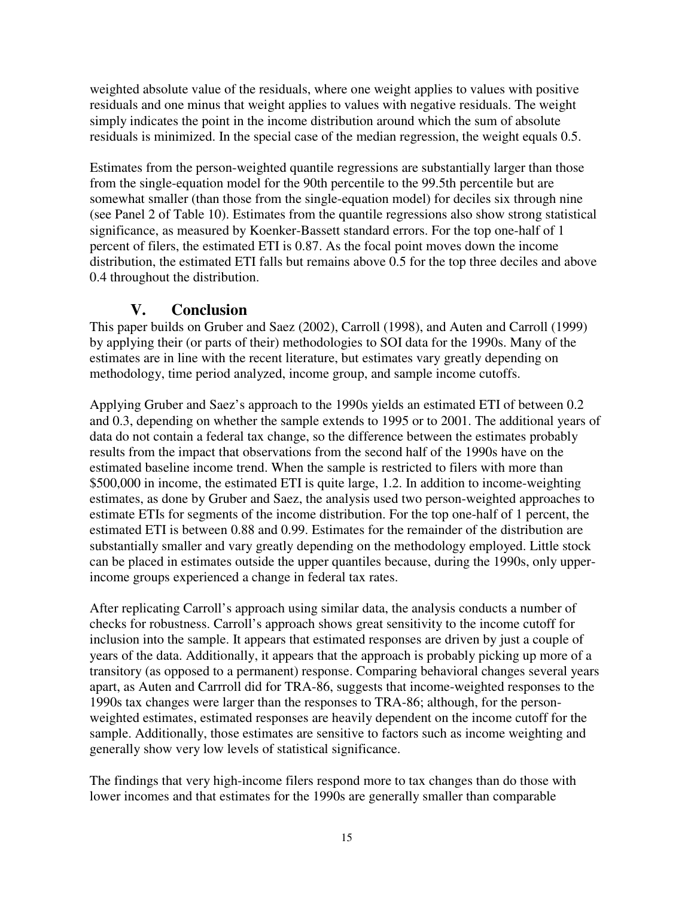weighted absolute value of the residuals, where one weight applies to values with positive residuals and one minus that weight applies to values with negative residuals. The weight simply indicates the point in the income distribution around which the sum of absolute residuals is minimized. In the special case of the median regression, the weight equals 0.5.

Estimates from the person-weighted quantile regressions are substantially larger than those from the single-equation model for the 90th percentile to the 99.5th percentile but are somewhat smaller (than those from the single-equation model) for deciles six through nine (see Panel 2 of Table 10). Estimates from the quantile regressions also show strong statistical significance, as measured by Koenker-Bassett standard errors. For the top one-half of 1 percent of filers, the estimated ETI is 0.87. As the focal point moves down the income distribution, the estimated ETI falls but remains above 0.5 for the top three deciles and above 0.4 throughout the distribution.

## V. Conclusion

This paper builds on Gruber and Saez (2002), Carroll (1998), and Auten and Carroll (1999) by applying their (or parts of their) methodologies to SOI data for the 1990s. Many of the estimates are in line with the recent literature, but estimates vary greatly depending on methodology, time period analyzed, income group, and sample income cutoffs.

Applying Gruber and Saez's approach to the 1990s yields an estimated ETI of between 0.2 and 0.3, depending on whether the sample extends to 1995 or to 2001. The additional years of data do not contain a federal tax change, so the difference between the estimates probably results from the impact that observations from the second half of the 1990s have on the estimated baseline income trend. When the sample is restricted to filers with more than $500,000 in income, the estimated ETI is quite large, 1.2. In addition to income-weighting estimates, as done by Gruber and Saez, the analysis used two person-weighted approaches to estimate ETIs for segments of the income distribution. For the top one-half of 1 percent, the estimated ETI is between 0.88 and 0.99. Estimates for the remainder of the distribution are substantially smaller and vary greatly depending on the methodology employed. Little stock can be placed in estimates outside the upper quantiles because, during the 1990s, only upper-income groups experienced a change in federal tax rates.

After replicating Carroll's approach using similar data, the analysis conducts a number of checks for robustness. Carroll's approach shows great sensitivity to the income cutoff for inclusion into the sample. It appears that estimated responses are driven by just a couple of years of the data. Additionally, it appears that the approach is probably picking up more of a transitory (as opposed to a permanent) response. Comparing behavioral changes several years apart, as Auten and Carrroll did for TRA-86, suggests that income-weighted responses to the 1990s tax changes were larger than the responses to TRA-86; although, for the person-weighted estimates, estimated responses are heavily dependent on the income cutoff for the sample. Additionally, those estimates are sensitive to factors such as income weighting and generally show very low levels of statistical significance.

The findings that very high-income filers respond more to tax changes than do those with lower incomes and that estimates for the 1990s are generally smaller than comparable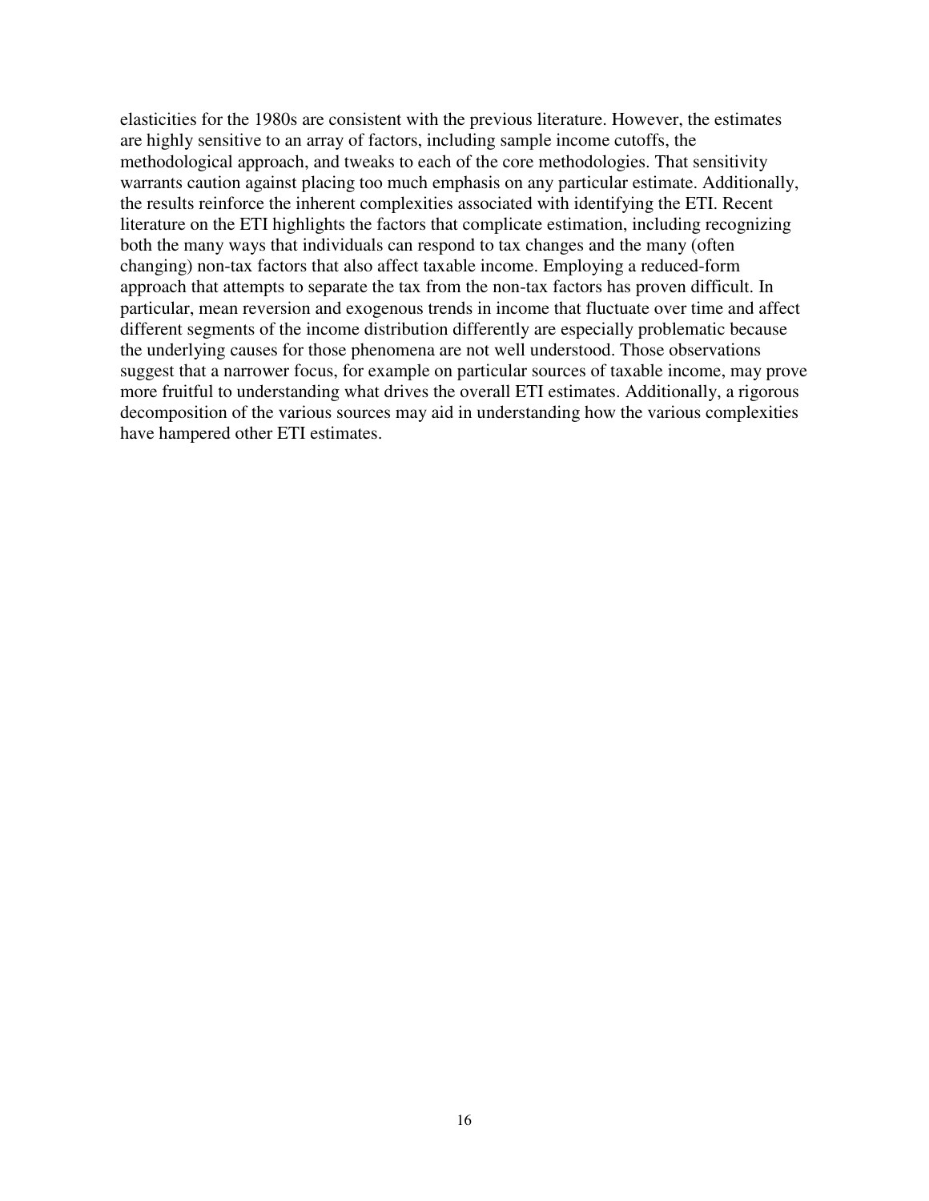elasticities for the 1980s are consistent with the previous literature. However, the estimates are highly sensitive to an array of factors, including sample income cutoffs, the methodological approach, and tweaks to each of the core methodologies. That sensitivity warrants caution against placing too much emphasis on any particular estimate. Additionally, the results reinforce the inherent complexities associated with identifying the ETI. Recent literature on the ETI highlights the factors that complicate estimation, including recognizing both the many ways that individuals can respond to tax changes and the many (often changing) non-tax factors that also affect taxable income. Employing a reduced-form approach that attempts to separate the tax from the non-tax factors has proven difficult. In particular, mean reversion and exogenous trends in income that fluctuate over time and affect different segments of the income distribution differently are especially problematic because the underlying causes for those phenomena are not well understood. Those observations suggest that a narrower focus, for example on particular sources of taxable income, may prove more fruitful to understanding what drives the overall ETI estimates. Additionally, a rigorous decomposition of the various sources may aid in understanding how the various complexities have hampered other ETI estimates.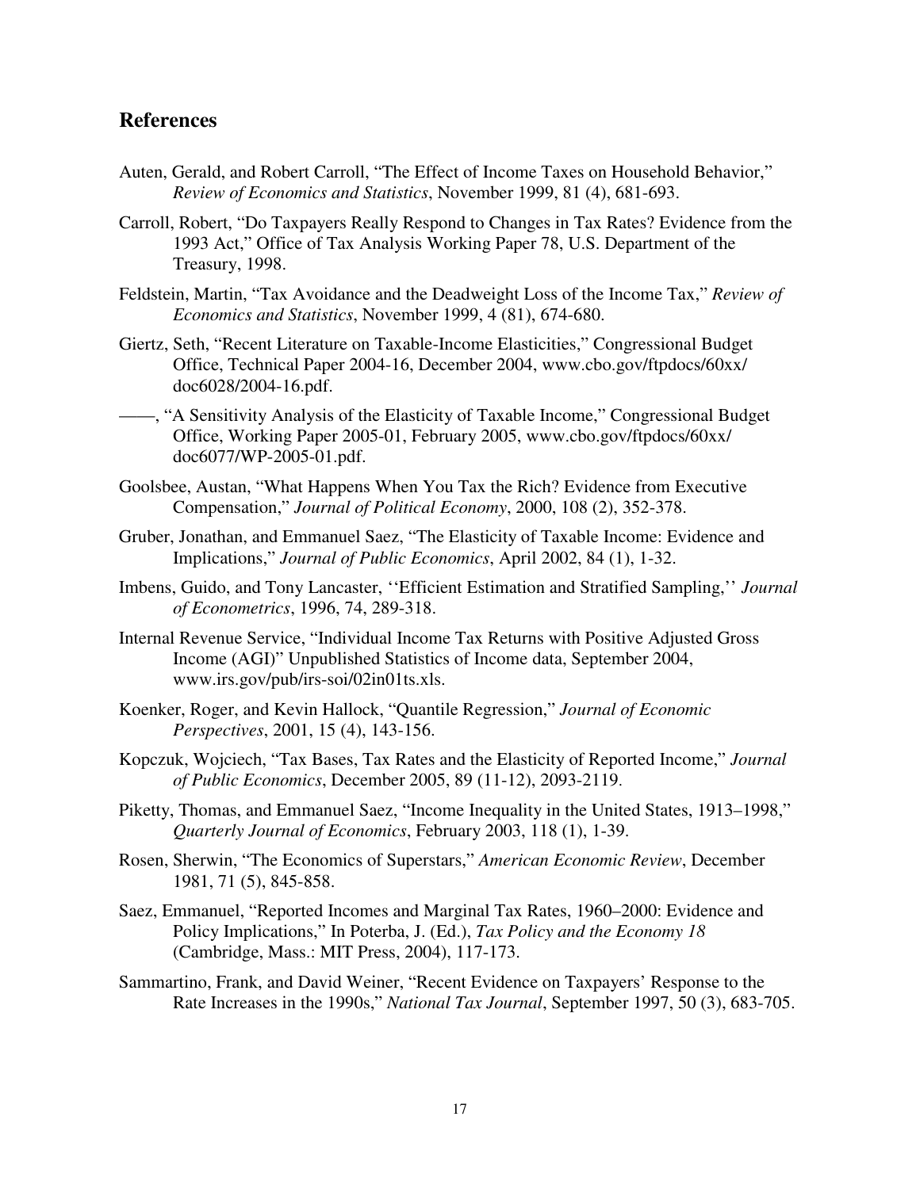## References

Auten, Gerald, and Robert Carroll, "The Effect of Income Taxes on Household Behavior," *Review of Economics and Statistics*, November 1999, 81 (4), 681-693.

Carroll, Robert, "Do Taxpayers Really Respond to Changes in Tax Rates? Evidence from the 1993 Act," Office of Tax Analysis Working Paper 78, U.S. Department of the Treasury, 1998.

Feldstein, Martin, "Tax Avoidance and the Deadweight Loss of the Income Tax," *Review of Economics and Statistics*, November 1999, 4 (81), 674-680.

Giertz, Seth, "Recent Literature on Taxable-Income Elasticities," Congressional Budget Office, Technical Paper 2004-16, December 2004, www.cbo.gov/ftpdocs/60xx/doc6028/2004-16.pdf.

——, "A Sensitivity Analysis of the Elasticity of Taxable Income," Congressional Budget Office, Working Paper 2005-01, February 2005, www.cbo.gov/ftpdocs/60xx/doc6077/WP-2005-01.pdf.

Goolsbee, Austan, "What Happens When You Tax the Rich? Evidence from Executive Compensation," *Journal of Political Economy*, 2000, 108 (2), 352-378.

Gruber, Jonathan, and Emmanuel Saez, "The Elasticity of Taxable Income: Evidence and Implications," *Journal of Public Economics*, April 2002, 84 (1), 1-32.

Imbens, Guido, and Tony Lancaster, ''Efficient Estimation and Stratified Sampling,'' *Journal of Econometrics*, 1996, 74, 289-318.

Internal Revenue Service, "Individual Income Tax Returns with Positive Adjusted Gross Income (AGI)" Unpublished Statistics of Income data, September 2004, www.irs.gov/pub/irs-soi/02in01ts.xls.

Koenker, Roger, and Kevin Hallock, "Quantile Regression," *Journal of Economic Perspectives*, 2001, 15 (4), 143-156.

Kopczuk, Wojciech, "Tax Bases, Tax Rates and the Elasticity of Reported Income," *Journal of Public Economics*, December 2005, 89 (11-12), 2093-2119.

Piketty, Thomas, and Emmanuel Saez, "Income Inequality in the United States, 1913–1998," *Quarterly Journal of Economics*, February 2003, 118 (1), 1-39.

Rosen, Sherwin, "The Economics of Superstars," *American Economic Review*, December 1981, 71 (5), 845-858.

Saez, Emmanuel, "Reported Incomes and Marginal Tax Rates, 1960–2000: Evidence and Policy Implications," In Poterba, J. (Ed.), *Tax Policy and the Economy 18* (Cambridge, Mass.: MIT Press, 2004), 117-173.

Sammartino, Frank, and David Weiner, "Recent Evidence on Taxpayers' Response to the Rate Increases in the 1990s," *National Tax Journal*, September 1997, 50 (3), 683-705.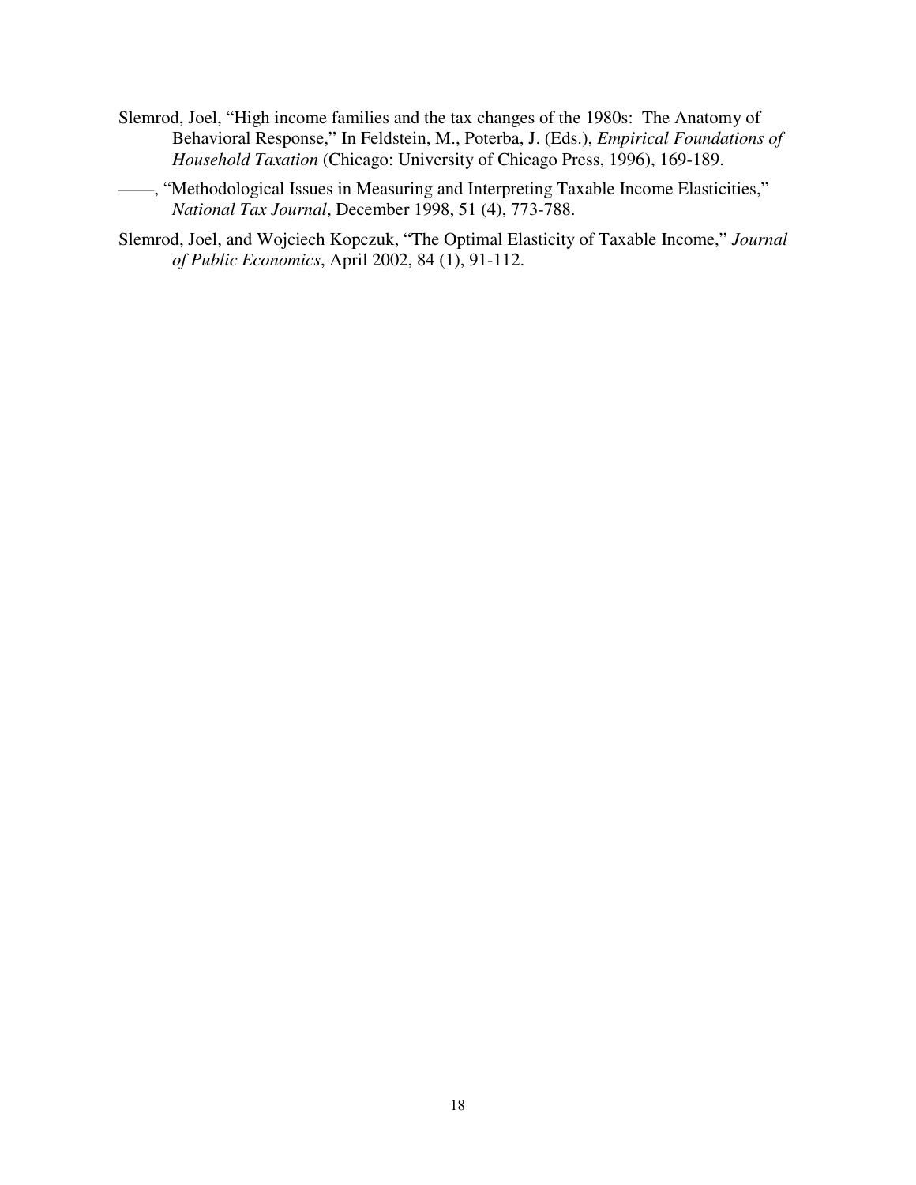Slemrod, Joel, "High income families and the tax changes of the 1980s: The Anatomy of Behavioral Response," In Feldstein, M., Poterba, J. (Eds.), *Empirical Foundations of Household Taxation* (Chicago: University of Chicago Press, 1996), 169-189.

——, "Methodological Issues in Measuring and Interpreting Taxable Income Elasticities," *National Tax Journal*, December 1998, 51 (4), 773-788.

Slemrod, Joel, and Wojciech Kopczuk, "The Optimal Elasticity of Taxable Income," *Journal of Public Economics*, April 2002, 84 (1), 91-112.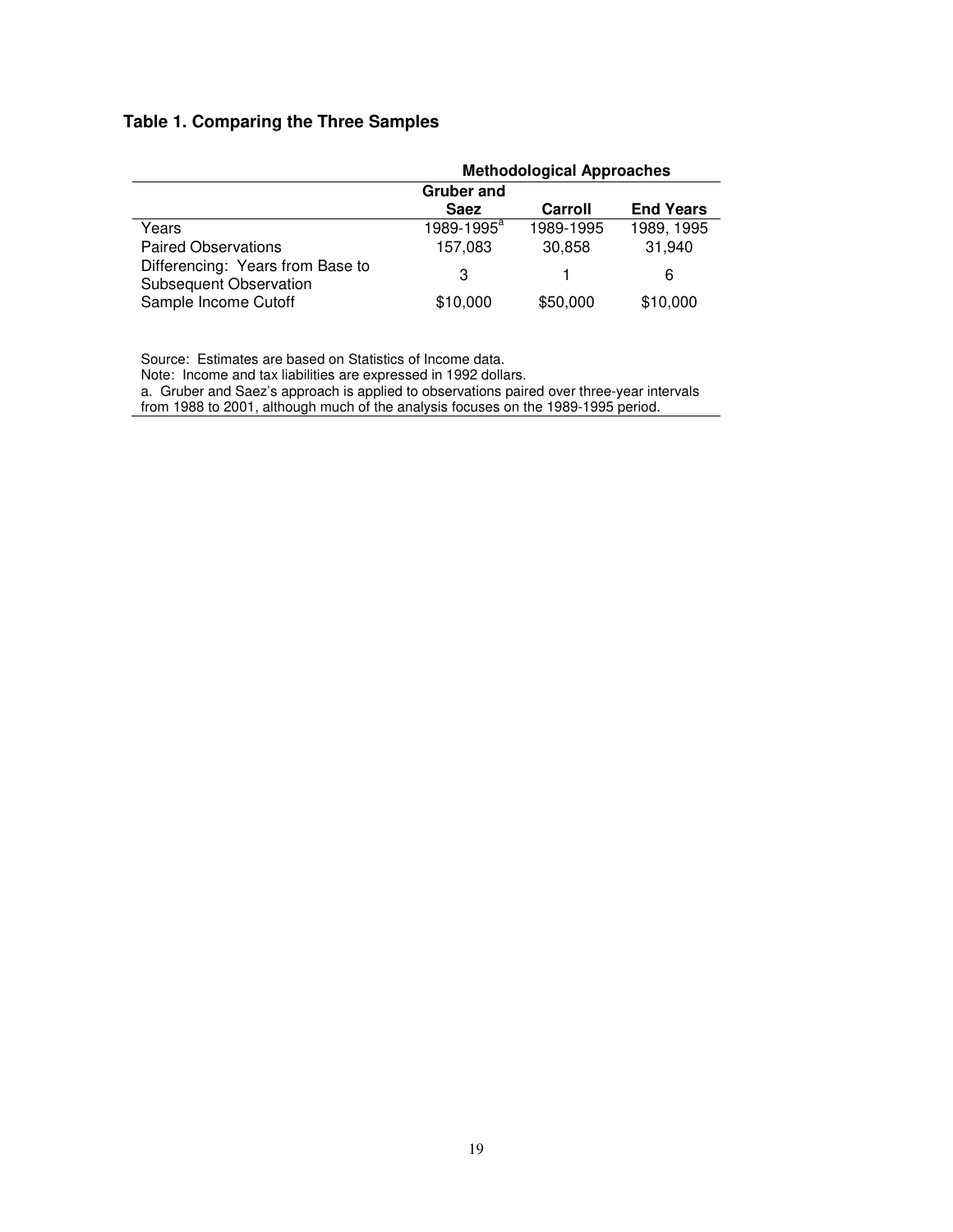## Table 1. Comparing the Three Samples

| | Methodological Approaches | | |
|---|---|---|---|
| | Gruber and Saez | Carroll | End Years |
| Years | 1989-1995[a] | 1989-1995 | 1989, 1995 |
| Paired Observations | 157,083 | 30,858 | 31,940 |
| Differencing: Years from Base to Subsequent Observation | 3 | 1 | 6 |
| Sample Income Cutoff | $10,000 | $50,000 | $10,000 |

Source: Estimates are based on Statistics of Income data.
Note: Income and tax liabilities are expressed in 1992 dollars.
a. Gruber and Saez's approach is applied to observations paired over three-year intervals from 1988 to 2001, although much of the analysis focuses on the 1989-1995 period.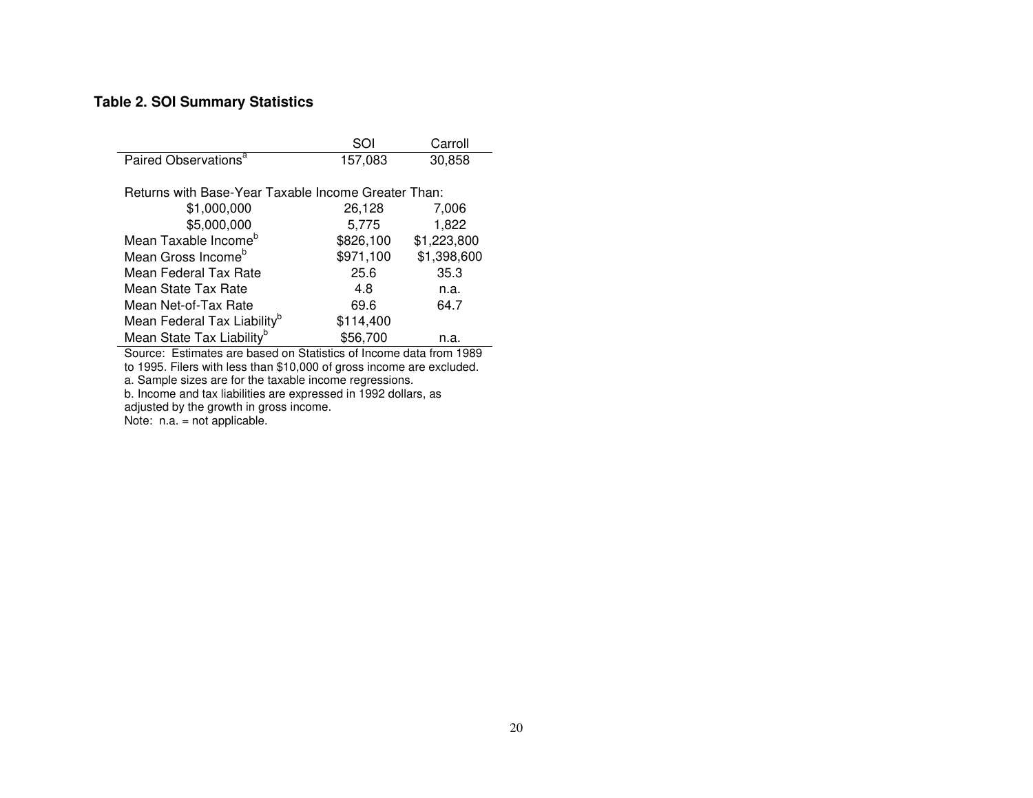**Table 2. SOI Summary Statistics**

| | SOI | Carroll |
|---|---|---|
| Paired Observations[a] | 157,083 | 30,858 |
| Returns with Base-Year Taxable Income Greater Than: | | |
| $1,000,000 | 26,128 | 7,006 |
| $5,000,000 | 5,775 | 1,822 |
| Mean Taxable Income[b] | $826,100 | $1,223,800 |
| Mean Gross Income[b] | $971,100 | $1,398,600 |
| Mean Federal Tax Rate | 25.6 | 35.3 |
| Mean State Tax Rate | 4.8 | n.a. |
| Mean Net-of-Tax Rate | 69.6 | 64.7 |
| Mean Federal Tax Liability[b] | $114,400 | |
| Mean State Tax Liability[b] | $56,700 | n.a. |

Source: Estimates are based on Statistics of Income data from 1989 to 1995. Filers with less than $10,000 of gross income are excluded.
a. Sample sizes are for the taxable income regressions.
b. Income and tax liabilities are expressed in 1992 dollars, as adjusted by the growth in gross income.
Note: n.a. = not applicable.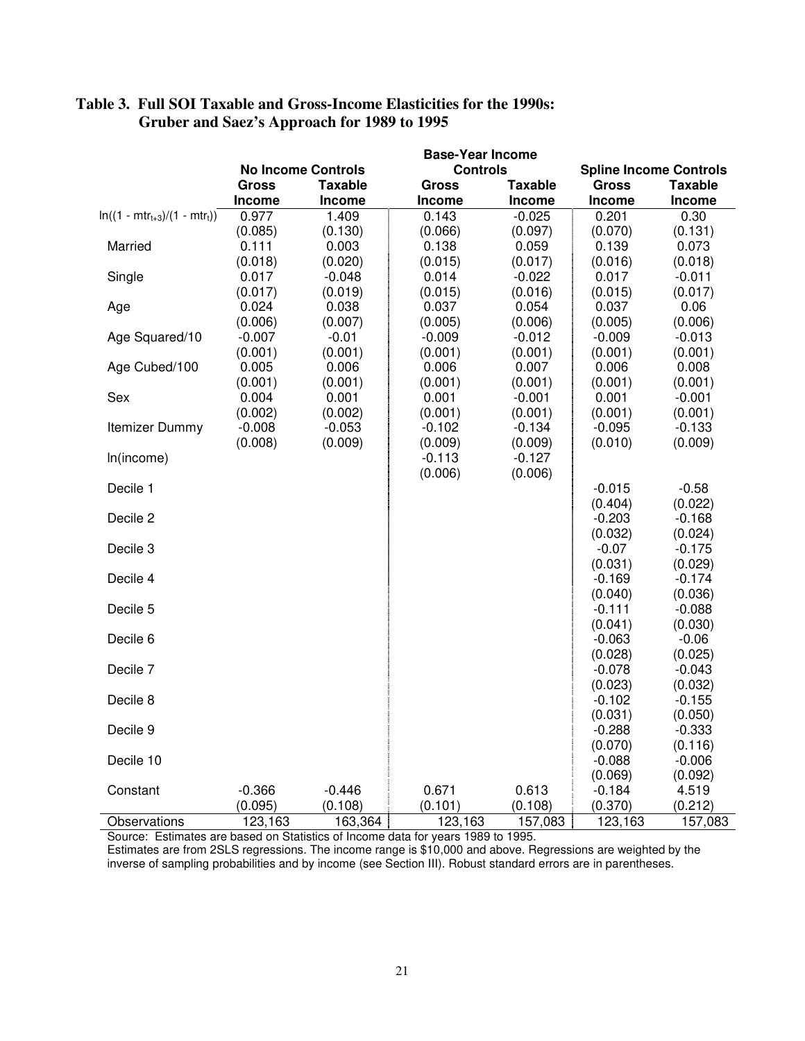**Table 3. Full SOI Taxable and Gross-Income Elasticities for the 1990s: Gruber and Saez's Approach for 1989 to 1995**

| | No Income Controls | | Base-Year Income Controls | | Spline Income Controls | |
|---|---|---|---|---|---|---|
| | Gross Income | Taxable Income | Gross Income | Taxable Income | Gross Income | Taxable Income |
| $\ln((1 - mtr_{t+3})/(1 - mtr_t))$ | 0.977 | 1.409 | 0.143 | -0.025 | 0.201 | 0.30 |
| | (0.085) | (0.130) | (0.066) | (0.097) | (0.070) | (0.131) |
| Married | 0.111 | 0.003 | 0.138 | 0.059 | 0.139 | 0.073 |
| | (0.018) | (0.020) | (0.015) | (0.017) | (0.016) | (0.018) |
| Single | 0.017 | -0.048 | 0.014 | -0.022 | 0.017 | -0.011 |
| | (0.017) | (0.019) | (0.015) | (0.016) | (0.015) | (0.017) |
| Age | 0.024 | 0.038 | 0.037 | 0.054 | 0.037 | 0.06 |
| | (0.006) | (0.007) | (0.005) | (0.006) | (0.005) | (0.006) |
| Age Squared/10 | -0.007 | -0.01 | -0.009 | -0.012 | -0.009 | -0.013 |
| | (0.001) | (0.001) | (0.001) | (0.001) | (0.001) | (0.001) |
| Age Cubed/100 | 0.005 | 0.006 | 0.006 | 0.007 | 0.006 | 0.008 |
| | (0.001) | (0.001) | (0.001) | (0.001) | (0.001) | (0.001) |
| Sex | 0.004 | 0.001 | 0.001 | -0.001 | 0.001 | -0.001 |
| | (0.002) | (0.002) | (0.001) | (0.001) | (0.001) | (0.001) |
| Itemizer Dummy | -0.008 | -0.053 | -0.102 | -0.134 | -0.095 | -0.133 |
| | (0.008) | (0.009) | (0.009) | (0.009) | (0.010) | (0.009) |
| ln(income) | | | -0.113 | -0.127 | | |
| | | | (0.006) | (0.006) | | |
| Decile 1 | | | | | -0.015 | -0.58 |
| | | | | | (0.404) | (0.022) |
| Decile 2 | | | | | -0.203 | -0.168 |
| | | | | | (0.032) | (0.024) |
| Decile 3 | | | | | -0.07 | -0.175 |
| | | | | | (0.031) | (0.029) |
| Decile 4 | | | | | -0.169 | -0.174 |
| | | | | | (0.040) | (0.036) |
| Decile 5 | | | | | -0.111 | -0.088 |
| | | | | | (0.041) | (0.030) |
| Decile 6 | | | | | -0.063 | -0.06 |
| | | | | | (0.028) | (0.025) |
| Decile 7 | | | | | -0.078 | -0.043 |
| | | | | | (0.023) | (0.032) |
| Decile 8 | | | | | -0.102 | -0.155 |
| | | | | | (0.031) | (0.050) |
| Decile 9 | | | | | -0.288 | -0.333 |
| | | | | | (0.070) | (0.116) |
| Decile 10 | | | | | -0.088 | -0.006 |
| | | | | | (0.069) | (0.092) |
| Constant | -0.366 | -0.446 | 0.671 | 0.613 | -0.184 | 4.519 |
| | (0.095) | (0.108) | (0.101) | (0.108) | (0.370) | (0.212) |
| Observations | 123,163 | 163,364 | 123,163 | 157,083 | 123,163 | 157,083 |

Source: Estimates are based on Statistics of Income data for years 1989 to 1995.

Estimates are from 2SLS regressions. The income range is $10,000 and above. Regressions are weighted by the inverse of sampling probabilities and by income (see Section III). Robust standard errors are in parentheses.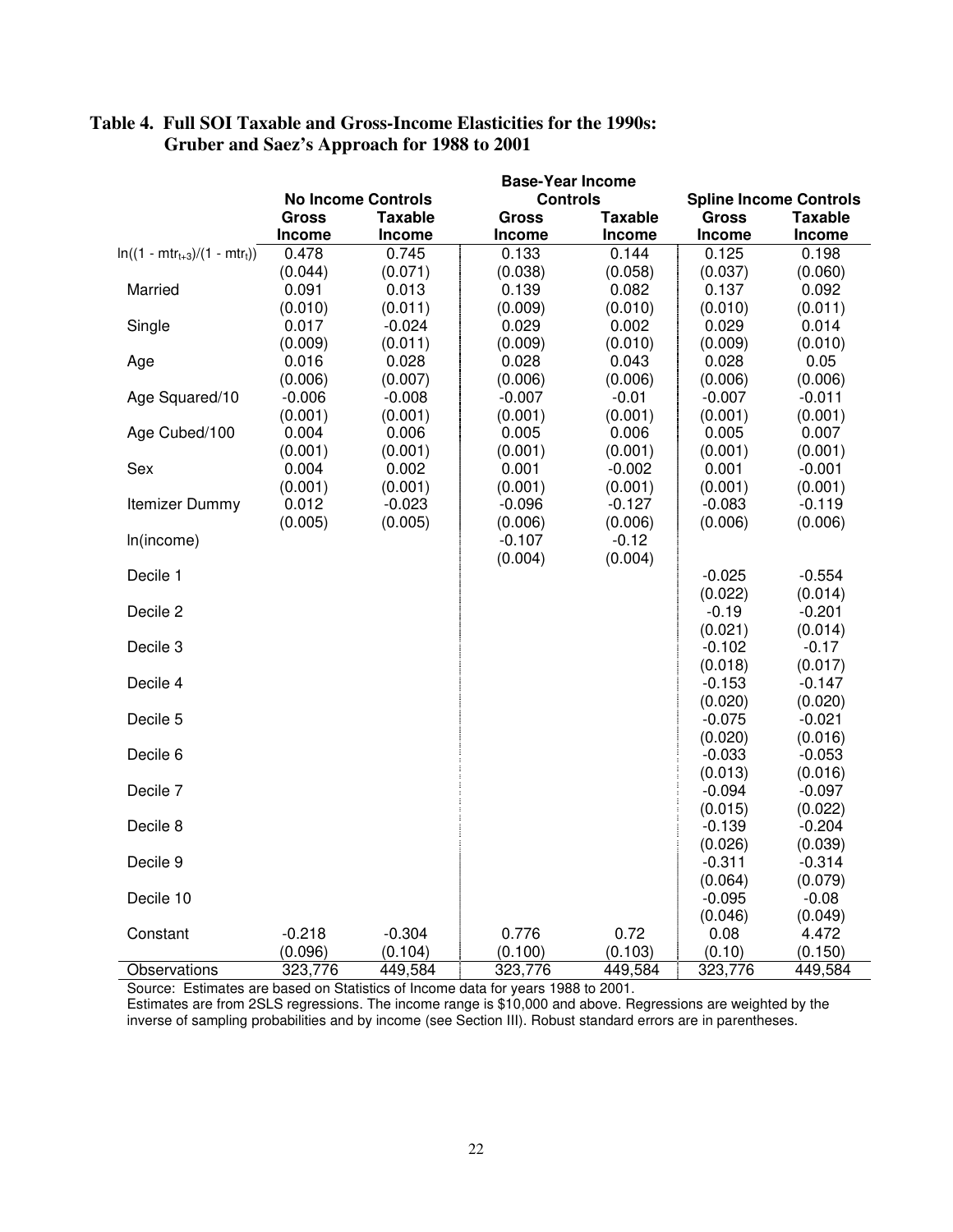**Table 4. Full SOI Taxable and Gross-Income Elasticities for the 1990s: Gruber and Saez's Approach for 1988 to 2001**

| | No Income Controls | | Base-Year Income Controls | | Spline Income Controls | |
|---|---|---|---|---|---|---|
| | Gross Income | Taxable Income | Gross Income | Taxable Income | Gross Income | Taxable Income |
| $\ln((1 - mtr_{t+3})/(1 - mtr_t))$ | 0.478 | 0.745 | 0.133 | 0.144 | 0.125 | 0.198 |
| | (0.044) | (0.071) | (0.038) | (0.058) | (0.037) | (0.060) |
| Married | 0.091 | 0.013 | 0.139 | 0.082 | 0.137 | 0.092 |
| | (0.010) | (0.011) | (0.009) | (0.010) | (0.010) | (0.011) |
| Single | 0.017 | -0.024 | 0.029 | 0.002 | 0.029 | 0.014 |
| | (0.009) | (0.011) | (0.009) | (0.010) | (0.009) | (0.010) |
| Age | 0.016 | 0.028 | 0.028 | 0.043 | 0.028 | 0.05 |
| | (0.006) | (0.007) | (0.006) | (0.006) | (0.006) | (0.006) |
| Age Squared/10 | -0.006 | -0.008 | -0.007 | -0.01 | -0.007 | -0.011 |
| | (0.001) | (0.001) | (0.001) | (0.001) | (0.001) | (0.001) |
| Age Cubed/100 | 0.004 | 0.006 | 0.005 | 0.006 | 0.005 | 0.007 |
| | (0.001) | (0.001) | (0.001) | (0.001) | (0.001) | (0.001) |
| Sex | 0.004 | 0.002 | 0.001 | -0.002 | 0.001 | -0.001 |
| | (0.001) | (0.001) | (0.001) | (0.001) | (0.001) | (0.001) |
| Itemizer Dummy | 0.012 | -0.023 | -0.096 | -0.127 | -0.083 | -0.119 |
| | (0.005) | (0.005) | (0.006) | (0.006) | (0.006) | (0.006) |
| ln(income) | | | -0.107 | -0.12 | | |
| | | | (0.004) | (0.004) | | |
| Decile 1 | | | | | -0.025 | -0.554 |
| | | | | | (0.022) | (0.014) |
| Decile 2 | | | | | -0.19 | -0.201 |
| | | | | | (0.021) | (0.014) |
| Decile 3 | | | | | -0.102 | -0.17 |
| | | | | | (0.018) | (0.017) |
| Decile 4 | | | | | -0.153 | -0.147 |
| | | | | | (0.020) | (0.020) |
| Decile 5 | | | | | -0.075 | -0.021 |
| | | | | | (0.020) | (0.016) |
| Decile 6 | | | | | -0.033 | -0.053 |
| | | | | | (0.013) | (0.016) |
| Decile 7 | | | | | -0.094 | -0.097 |
| | | | | | (0.015) | (0.022) |
| Decile 8 | | | | | -0.139 | -0.204 |
| | | | | | (0.026) | (0.039) |
| Decile 9 | | | | | -0.311 | -0.314 |
| | | | | | (0.064) | (0.079) |
| Decile 10 | | | | | -0.095 | -0.08 |
| | | | | | (0.046) | (0.049) |
| Constant | -0.218 | -0.304 | 0.776 | 0.72 | 0.08 | 4.472 |
| | (0.096) | (0.104) | (0.100) | (0.103) | (0.10) | (0.150) |
| Observations | 323,776 | 449,584 | 323,776 | 449,584 | 323,776 | 449,584 |

Source: Estimates are based on Statistics of Income data for years 1988 to 2001.
Estimates are from 2SLS regressions. The income range is $10,000 and above. Regressions are weighted by the inverse of sampling probabilities and by income (see Section III). Robust standard errors are in parentheses.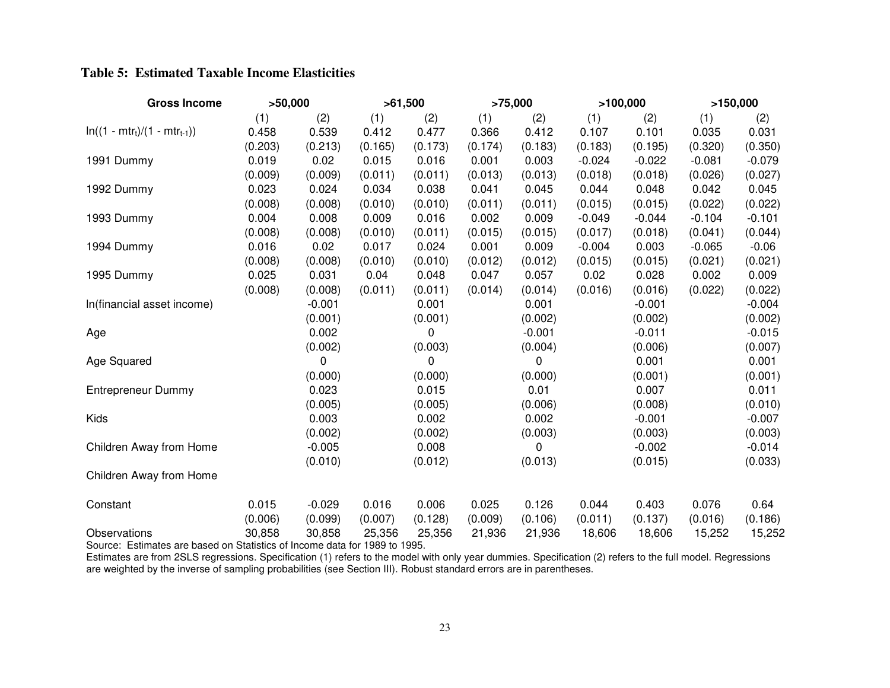## Table 5: Estimated Taxable Income Elasticities

| Gross Income | >50,000 | | >61,500 | | >75,000 | | >100,000 | | >150,000 | |
|---|---|---|---|---|---|---|---|---|---|---|
| | (1) | (2) | (1) | (2) | (1) | (2) | (1) | (2) | (1) | (2) |
| $\ln((1 - mtr_t)/(1 - mtr_{t-1}))$ | 0.458 | 0.539 | 0.412 | 0.477 | 0.366 | 0.412 | 0.107 | 0.101 | 0.035 | 0.031 |
| | (0.203) | (0.213) | (0.165) | (0.173) | (0.174) | (0.183) | (0.183) | (0.195) | (0.320) | (0.350) |
| 1991 Dummy | 0.019 | 0.02 | 0.015 | 0.016 | 0.001 | 0.003 | -0.024 | -0.022 | -0.081 | -0.079 |
| | (0.009) | (0.009) | (0.011) | (0.011) | (0.013) | (0.013) | (0.018) | (0.018) | (0.026) | (0.027) |
| 1992 Dummy | 0.023 | 0.024 | 0.034 | 0.038 | 0.041 | 0.045 | 0.044 | 0.048 | 0.042 | 0.045 |
| | (0.008) | (0.008) | (0.010) | (0.010) | (0.011) | (0.011) | (0.015) | (0.015) | (0.022) | (0.022) |
| 1993 Dummy | 0.004 | 0.008 | 0.009 | 0.016 | 0.002 | 0.009 | -0.049 | -0.044 | -0.104 | -0.101 |
| | (0.008) | (0.008) | (0.010) | (0.011) | (0.015) | (0.015) | (0.017) | (0.018) | (0.041) | (0.044) |
| 1994 Dummy | 0.016 | 0.02 | 0.017 | 0.024 | 0.001 | 0.009 | -0.004 | 0.003 | -0.065 | -0.06 |
| | (0.008) | (0.008) | (0.010) | (0.010) | (0.012) | (0.012) | (0.015) | (0.015) | (0.021) | (0.021) |
| 1995 Dummy | 0.025 | 0.031 | 0.04 | 0.048 | 0.047 | 0.057 | 0.02 | 0.028 | 0.002 | 0.009 |
| | (0.008) | (0.008) | (0.011) | (0.011) | (0.014) | (0.014) | (0.016) | (0.016) | (0.022) | (0.022) |
| ln(financial asset income) | | -0.001 | | 0.001 | | 0.001 | | -0.001 | | -0.004 |
| | | (0.001) | | (0.001) | | (0.002) | | (0.002) | | (0.002) |
| Age | | 0.002 | | 0 | | -0.001 | | -0.011 | | -0.015 |
| | | (0.002) | | (0.003) | | (0.004) | | (0.006) | | (0.007) |
| Age Squared | | 0 | | 0 | | 0 | | 0.001 | | 0.001 |
| | | (0.000) | | (0.000) | | (0.000) | | (0.001) | | (0.001) |
| Entrepreneur Dummy | | 0.023 | | 0.015 | | 0.01 | | 0.007 | | 0.011 |
| | | (0.005) | | (0.005) | | (0.006) | | (0.008) | | (0.010) |
| Kids | | 0.003 | | 0.002 | | 0.002 | | -0.001 | | -0.007 |
| | | (0.002) | | (0.002) | | (0.003) | | (0.003) | | (0.003) |
| Children Away from Home | | -0.005 | | 0.008 | | 0 | | -0.002 | | -0.014 |
| | | (0.010) | | (0.012) | | (0.013) | | (0.015) | | (0.033) |
| Children Away from Home | | | | | | | | | | |
| Constant | 0.015 | -0.029 | 0.016 | 0.006 | 0.025 | 0.126 | 0.044 | 0.403 | 0.076 | 0.64 |
| | (0.006) | (0.099) | (0.007) | (0.128) | (0.009) | (0.106) | (0.011) | (0.137) | (0.016) | (0.186) |
| Observations | 30,858 | 30,858 | 25,356 | 25,356 | 21,936 | 21,936 | 18,606 | 18,606 | 15,252 | 15,252 |

Source: Estimates are based on Statistics of Income data for 1989 to 1995.

Estimates are from 2SLS regressions. Specification (1) refers to the model with only year dummies. Specification (2) refers to the full model. Regressions are weighted by the inverse of sampling probabilities (see Section III). Robust standard errors are in parentheses.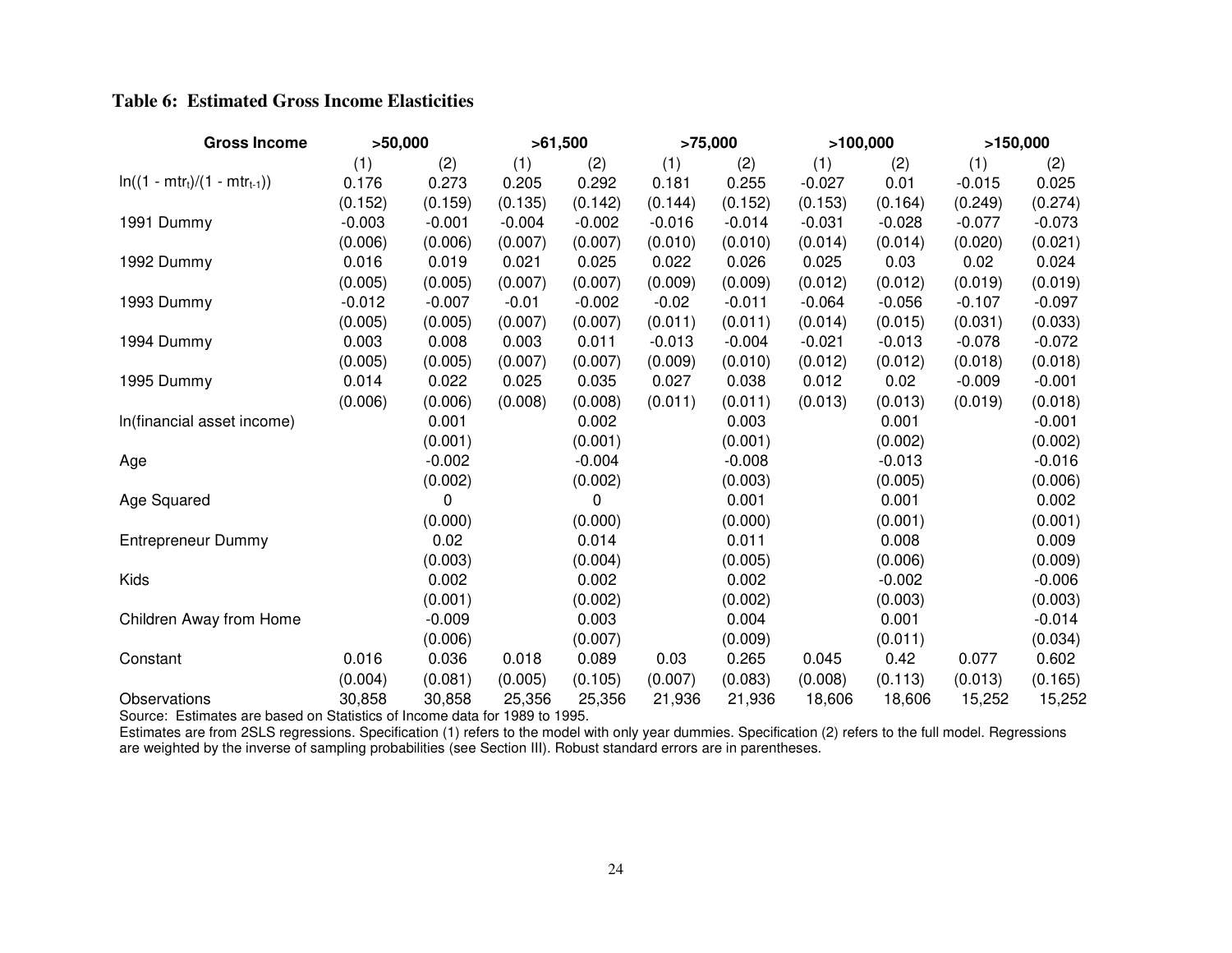**Table 6: Estimated Gross Income Elasticities**

| Gross Income | >50,000 | | >61,500 | | >75,000 | | >100,000 | | >150,000 | |
|---|---|---|---|---|---|---|---|---|---|---|
| | (1) | (2) | (1) | (2) | (1) | (2) | (1) | (2) | (1) | (2) |
| $\ln((1 - mtr_t)/(1 - mtr_{t-1}))$ | 0.176 | 0.273 | 0.205 | 0.292 | 0.181 | 0.255 | -0.027 | 0.01 | -0.015 | 0.025 |
| | (0.152) | (0.159) | (0.135) | (0.142) | (0.144) | (0.152) | (0.153) | (0.164) | (0.249) | (0.274) |
| 1991 Dummy | -0.003 | -0.001 | -0.004 | -0.002 | -0.016 | -0.014 | -0.031 | -0.028 | -0.077 | -0.073 |
| | (0.006) | (0.006) | (0.007) | (0.007) | (0.010) | (0.010) | (0.014) | (0.014) | (0.020) | (0.021) |
| 1992 Dummy | 0.016 | 0.019 | 0.021 | 0.025 | 0.022 | 0.026 | 0.025 | 0.03 | 0.02 | 0.024 |
| | (0.005) | (0.005) | (0.007) | (0.007) | (0.009) | (0.009) | (0.012) | (0.012) | (0.019) | (0.019) |
| 1993 Dummy | -0.012 | -0.007 | -0.01 | -0.002 | -0.02 | -0.011 | -0.064 | -0.056 | -0.107 | -0.097 |
| | (0.005) | (0.005) | (0.007) | (0.007) | (0.011) | (0.011) | (0.014) | (0.015) | (0.031) | (0.033) |
| 1994 Dummy | 0.003 | 0.008 | 0.003 | 0.011 | -0.013 | -0.004 | -0.021 | -0.013 | -0.078 | -0.072 |
| | (0.005) | (0.005) | (0.007) | (0.007) | (0.009) | (0.010) | (0.012) | (0.012) | (0.018) | (0.018) |
| 1995 Dummy | 0.014 | 0.022 | 0.025 | 0.035 | 0.027 | 0.038 | 0.012 | 0.02 | -0.009 | -0.001 |
| | (0.006) | (0.006) | (0.008) | (0.008) | (0.011) | (0.011) | (0.013) | (0.013) | (0.019) | (0.018) |
| ln(financial asset income) | | 0.001 | | 0.002 | | 0.003 | | 0.001 | | -0.001 |
| | | (0.001) | | (0.001) | | (0.001) | | (0.002) | | (0.002) |
| Age | | -0.002 | | -0.004 | | -0.008 | | -0.013 | | -0.016 |
| | | (0.002) | | (0.002) | | (0.003) | | (0.005) | | (0.006) |
| Age Squared | | 0 | | 0 | | 0.001 | | 0.001 | | 0.002 |
| | | (0.000) | | (0.000) | | (0.000) | | (0.001) | | (0.001) |
| Entrepreneur Dummy | | 0.02 | | 0.014 | | 0.011 | | 0.008 | | 0.009 |
| | | (0.003) | | (0.004) | | (0.005) | | (0.006) | | (0.009) |
| Kids | | 0.002 | | 0.002 | | 0.002 | | -0.002 | | -0.006 |
| | | (0.001) | | (0.002) | | (0.002) | | (0.003) | | (0.003) |
| Children Away from Home | | -0.009 | | 0.003 | | 0.004 | | 0.001 | | -0.014 |
| | | (0.006) | | (0.007) | | (0.009) | | (0.011) | | (0.034) |
| Constant | 0.016 | 0.036 | 0.018 | 0.089 | 0.03 | 0.265 | 0.045 | 0.42 | 0.077 | 0.602 |
| | (0.004) | (0.081) | (0.005) | (0.105) | (0.007) | (0.083) | (0.008) | (0.113) | (0.013) | (0.165) |
| Observations | 30,858 | 30,858 | 25,356 | 25,356 | 21,936 | 21,936 | 18,606 | 18,606 | 15,252 | 15,252 |

Source: Estimates are based on Statistics of Income data for 1989 to 1995.

Estimates are from 2SLS regressions. Specification (1) refers to the model with only year dummies. Specification (2) refers to the full model. Regressions are weighted by the inverse of sampling probabilities (see Section III). Robust standard errors are in parentheses.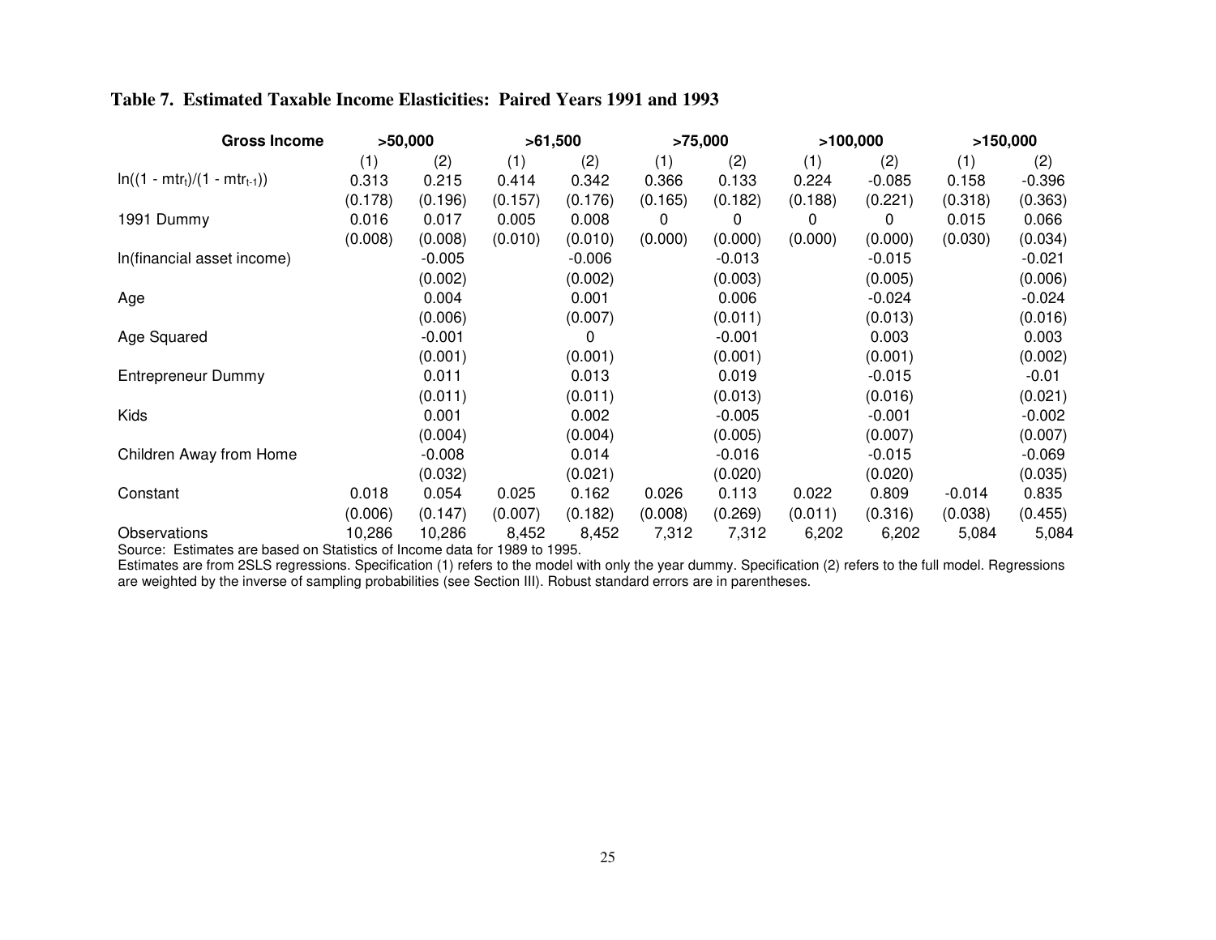**Table 7. Estimated Taxable Income Elasticities: Paired Years 1991 and 1993**

| Gross Income | >50,000 | | >61,500 | | >75,000 | | >100,000 | | >150,000 | |
|---|---|---|---|---|---|---|---|---|---|---|
| | (1) | (2) | (1) | (2) | (1) | (2) | (1) | (2) | (1) | (2) |
| $\ln((1 - mtr_t)/(1 - mtr_{t-1}))$ | 0.313 | 0.215 | 0.414 | 0.342 | 0.366 | 0.133 | 0.224 | -0.085 | 0.158 | -0.396 |
| | (0.178) | (0.196) | (0.157) | (0.176) | (0.165) | (0.182) | (0.188) | (0.221) | (0.318) | (0.363) |
| 1991 Dummy | 0.016 | 0.017 | 0.005 | 0.008 | 0 | 0 | 0 | 0 | 0.015 | 0.066 |
| | (0.008) | (0.008) | (0.010) | (0.010) | (0.000) | (0.000) | (0.000) | (0.000) | (0.030) | (0.034) |
| ln(financial asset income) | | -0.005 | | -0.006 | | -0.013 | | -0.015 | | -0.021 |
| | | (0.002) | | (0.002) | | (0.003) | | (0.005) | | (0.006) |
| Age | | 0.004 | | 0.001 | | 0.006 | | -0.024 | | -0.024 |
| | | (0.006) | | (0.007) | | (0.011) | | (0.013) | | (0.016) |
| Age Squared | | -0.001 | | 0 | | -0.001 | | 0.003 | | 0.003 |
| | | (0.001) | | (0.001) | | (0.001) | | (0.001) | | (0.002) |
| Entrepreneur Dummy | | 0.011 | | 0.013 | | 0.019 | | -0.015 | | -0.01 |
| | | (0.011) | | (0.011) | | (0.013) | | (0.016) | | (0.021) |
| Kids | | 0.001 | | 0.002 | | -0.005 | | -0.001 | | -0.002 |
| | | (0.004) | | (0.004) | | (0.005) | | (0.007) | | (0.007) |
| Children Away from Home | | -0.008 | | 0.014 | | -0.016 | | -0.015 | | -0.069 |
| | | (0.032) | | (0.021) | | (0.020) | | (0.020) | | (0.035) |
| Constant | 0.018 | 0.054 | 0.025 | 0.162 | 0.026 | 0.113 | 0.022 | 0.809 | -0.014 | 0.835 |
| | (0.006) | (0.147) | (0.007) | (0.182) | (0.008) | (0.269) | (0.011) | (0.316) | (0.038) | (0.455) |
| Observations | 10,286 | 10,286 | 8,452 | 8,452 | 7,312 | 7,312 | 6,202 | 6,202 | 5,084 | 5,084 |

Source: Estimates are based on Statistics of Income data for 1989 to 1995.

Estimates are from 2SLS regressions. Specification (1) refers to the model with only the year dummy. Specification (2) refers to the full model. Regressions are weighted by the inverse of sampling probabilities (see Section III). Robust standard errors are in parentheses.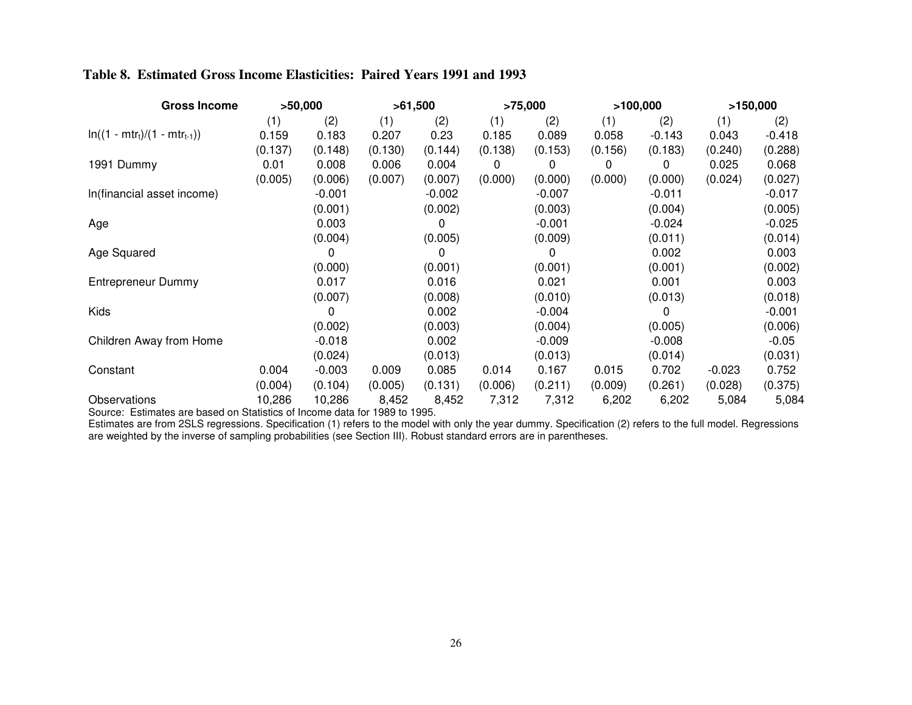**Table 8. Estimated Gross Income Elasticities: Paired Years 1991 and 1993**

| Gross Income | >50,000 | | >61,500 | | >75,000 | | >100,000 | | >150,000 | |
|---|---|---|---|---|---|---|---|---|---|---|
| | (1) | (2) | (1) | (2) | (1) | (2) | (1) | (2) | (1) | (2) |
| $\ln((1 - mtr_t)/(1 - mtr_{t-1}))$ | 0.159 | 0.183 | 0.207 | 0.23 | 0.185 | 0.089 | 0.058 | -0.143 | 0.043 | -0.418 |
| | (0.137) | (0.148) | (0.130) | (0.144) | (0.138) | (0.153) | (0.156) | (0.183) | (0.240) | (0.288) |
| 1991 Dummy | 0.01 | 0.008 | 0.006 | 0.004 | 0 | 0 | 0 | 0 | 0.025 | 0.068 |
| | (0.005) | (0.006) | (0.007) | (0.007) | (0.000) | (0.000) | (0.000) | (0.000) | (0.024) | (0.027) |
| ln(financial asset income) | | -0.001 | | -0.002 | | -0.007 | | -0.011 | | -0.017 |
| | | (0.001) | | (0.002) | | (0.003) | | (0.004) | | (0.005) |
| Age | | 0.003 | | 0 | | -0.001 | | -0.024 | | -0.025 |
| | | (0.004) | | (0.005) | | (0.009) | | (0.011) | | (0.014) |
| Age Squared | | 0 | | 0 | | 0 | | 0.002 | | 0.003 |
| | | (0.000) | | (0.001) | | (0.001) | | (0.001) | | (0.002) |
| Entrepreneur Dummy | | 0.017 | | 0.016 | | 0.021 | | 0.001 | | 0.003 |
| | | (0.007) | | (0.008) | | (0.010) | | (0.013) | | (0.018) |
| Kids | | 0 | | 0.002 | | -0.004 | | 0 | | -0.001 |
| | | (0.002) | | (0.003) | | (0.004) | | (0.005) | | (0.006) |
| Children Away from Home | | -0.018 | | 0.002 | | -0.009 | | -0.008 | | -0.05 |
| | | (0.024) | | (0.013) | | (0.013) | | (0.014) | | (0.031) |
| Constant | 0.004 | -0.003 | 0.009 | 0.085 | 0.014 | 0.167 | 0.015 | 0.702 | -0.023 | 0.752 |
| | (0.004) | (0.104) | (0.005) | (0.131) | (0.006) | (0.211) | (0.009) | (0.261) | (0.028) | (0.375) |
| Observations | 10,286 | 10,286 | 8,452 | 8,452 | 7,312 | 7,312 | 6,202 | 6,202 | 5,084 | 5,084 |

Source: Estimates are based on Statistics of Income data for 1989 to 1995.

Estimates are from 2SLS regressions. Specification (1) refers to the model with only the year dummy. Specification (2) refers to the full model. Regressions are weighted by the inverse of sampling probabilities (see Section III). Robust standard errors are in parentheses.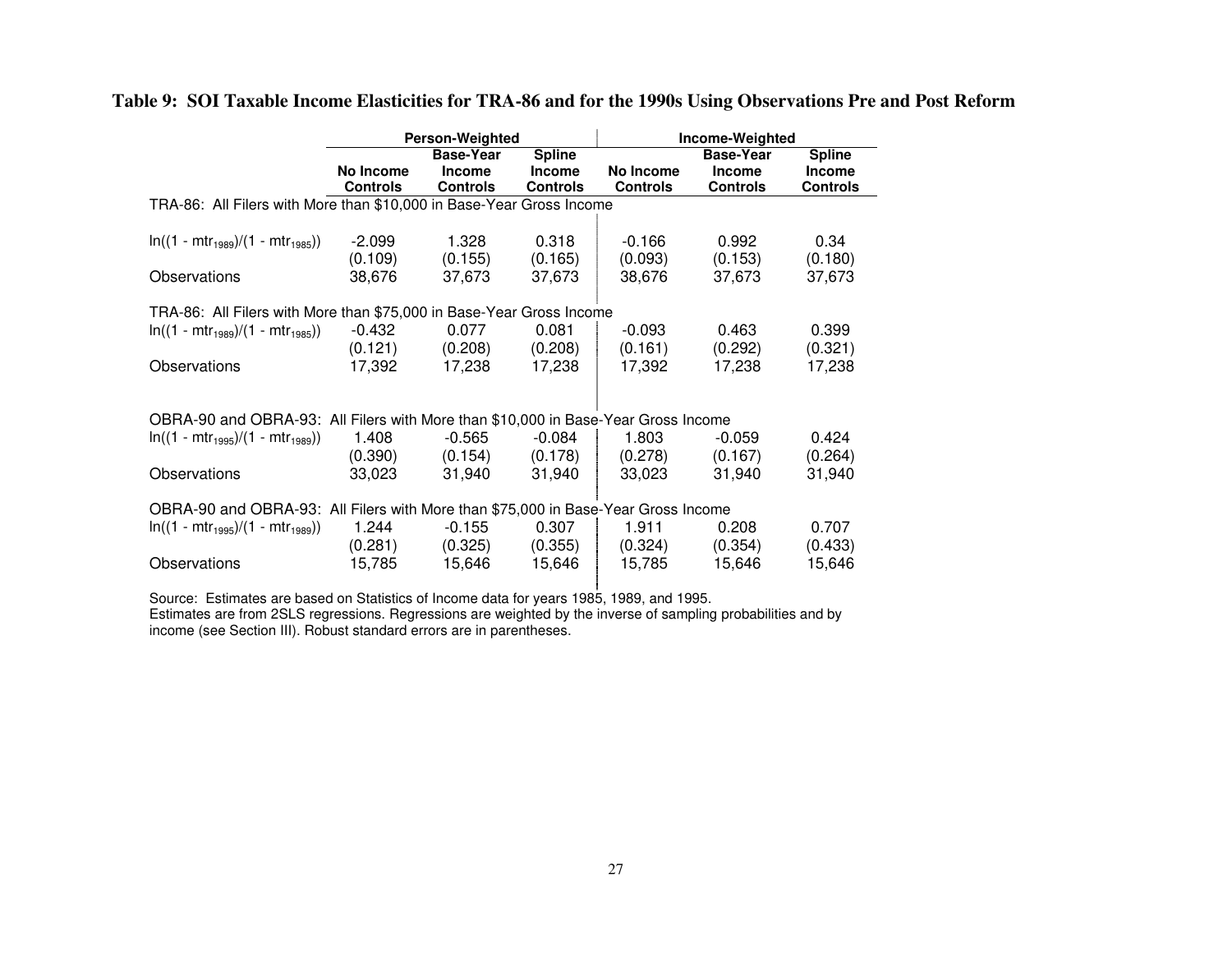**Table 9: SOI Taxable Income Elasticities for TRA-86 and for the 1990s Using Observations Pre and Post Reform**

| | Person-Weighted | | | Income-Weighted | | |
|---|---|---|---|---|---|---|
| | No Income Controls | Base-Year Income Controls | Spline Income Controls | No Income Controls | Base-Year Income Controls | Spline Income Controls |
| TRA-86: All Filers with More than $10,000 in Base-Year Gross Income | | | | | | |
| $\ln((1 - mtr_{1989})/(1 - mtr_{1985}))$ | -2.099 | 1.328 | 0.318 | -0.166 | 0.992 | 0.34 |
| | (0.109) | (0.155) | (0.165) | (0.093) | (0.153) | (0.180) |
| Observations | 38,676 | 37,673 | 37,673 | 38,676 | 37,673 | 37,673 |
| TRA-86: All Filers with More than $75,000 in Base-Year Gross Income | | | | | | |
| $\ln((1 - mtr_{1989})/(1 - mtr_{1985}))$ | -0.432 | 0.077 | 0.081 | -0.093 | 0.463 | 0.399 |
| | (0.121) | (0.208) | (0.208) | (0.161) | (0.292) | (0.321) |
| Observations | 17,392 | 17,238 | 17,238 | 17,392 | 17,238 | 17,238 |
| OBRA-90 and OBRA-93: All Filers with More than $10,000 in Base-Year Gross Income | | | | | | |
| $\ln((1 - mtr_{1995})/(1 - mtr_{1989}))$ | 1.408 | -0.565 | -0.084 | 1.803 | -0.059 | 0.424 |
| | (0.390) | (0.154) | (0.178) | (0.278) | (0.167) | (0.264) |
| Observations | 33,023 | 31,940 | 31,940 | 33,023 | 31,940 | 31,940 |
| OBRA-90 and OBRA-93: All Filers with More than $75,000 in Base-Year Gross Income | | | | | | |
| $\ln((1 - mtr_{1995})/(1 - mtr_{1989}))$ | 1.244 | -0.155 | 0.307 | 1.911 | 0.208 | 0.707 |
| | (0.281) | (0.325) | (0.355) | (0.324) | (0.354) | (0.433) |
| Observations | 15,785 | 15,646 | 15,646 | 15,785 | 15,646 | 15,646 |

Source: Estimates are based on Statistics of Income data for years 1985, 1989, and 1995.
Estimates are from 2SLS regressions. Regressions are weighted by the inverse of sampling probabilities and by income (see Section III). Robust standard errors are in parentheses.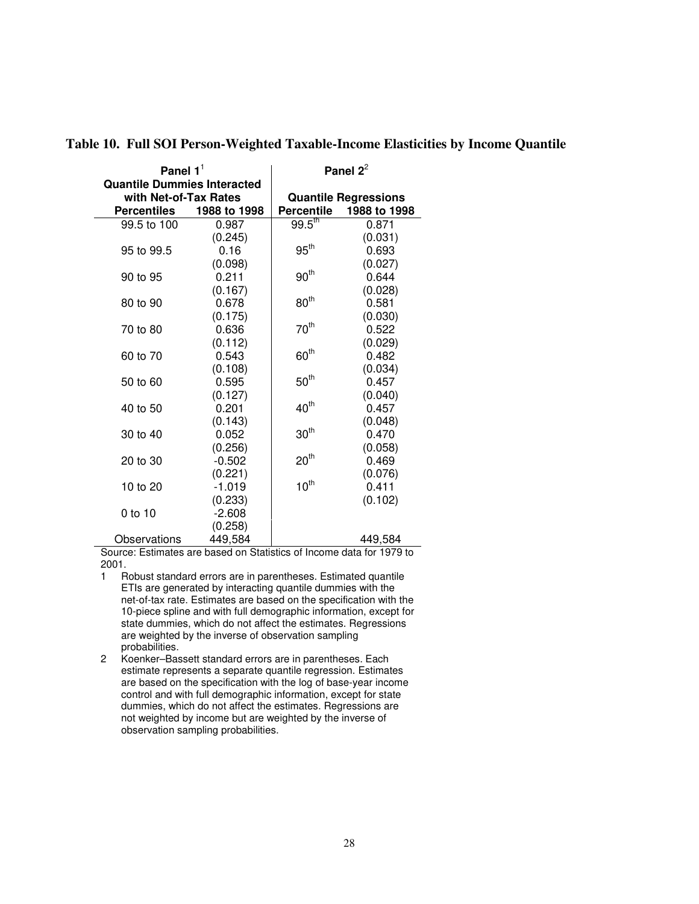**Table 10. Full SOI Person-Weighted Taxable-Income Elasticities by Income Quantile**

| Panel 1[1] Quantile Dummies Interacted with Net-of-Tax Rates | | Panel 2[2] Quantile Regressions | |
|---|---|---|---|
| **Percentiles** | **1988 to 1998** | **Percentile** | **1988 to 1998** |
| 99.5 to 100 | 0.987 | 99.5th | 0.871 |
| | (0.245) | | (0.031) |
| 95 to 99.5 | 0.16 | 95th | 0.693 |
| | (0.098) | | (0.027) |
| 90 to 95 | 0.211 | 90th | 0.644 |
| | (0.167) | | (0.028) |
| 80 to 90 | 0.678 | 80th | 0.581 |
| | (0.175) | | (0.030) |
| 70 to 80 | 0.636 | 70th | 0.522 |
| | (0.112) | | (0.029) |
| 60 to 70 | 0.543 | 60th | 0.482 |
| | (0.108) | | (0.034) |
| 50 to 60 | 0.595 | 50th | 0.457 |
| | (0.127) | | (0.040) |
| 40 to 50 | 0.201 | 40th | 0.457 |
| | (0.143) | | (0.048) |
| 30 to 40 | 0.052 | 30th | 0.470 |
| | (0.256) | | (0.058) |
| 20 to 30 | -0.502 | 20th | 0.469 |
| | (0.221) | | (0.076) |
| 10 to 20 | -1.019 | 10th | 0.411 |
| | (0.233) | | (0.102) |
| 0 to 10 | -2.608 | | |
| | (0.258) | | |
| Observations | 449,584 | | 449,584 |

Source: Estimates are based on Statistics of Income data for 1979 to 2001.

1 Robust standard errors are in parentheses. Estimated quantile ETIs are generated by interacting quantile dummies with the net-of-tax rate. Estimates are based on the specification with the 10-piece spline and with full demographic information, except for state dummies, which do not affect the estimates. Regressions are weighted by the inverse of observation sampling probabilities.

2 Koenker–Bassett standard errors are in parentheses. Each estimate represents a separate quantile regression. Estimates are based on the specification with the log of base-year income control and with full demographic information, except for state dummies, which do not affect the estimates. Regressions are not weighted by income but are weighted by the inverse of observation sampling probabilities.